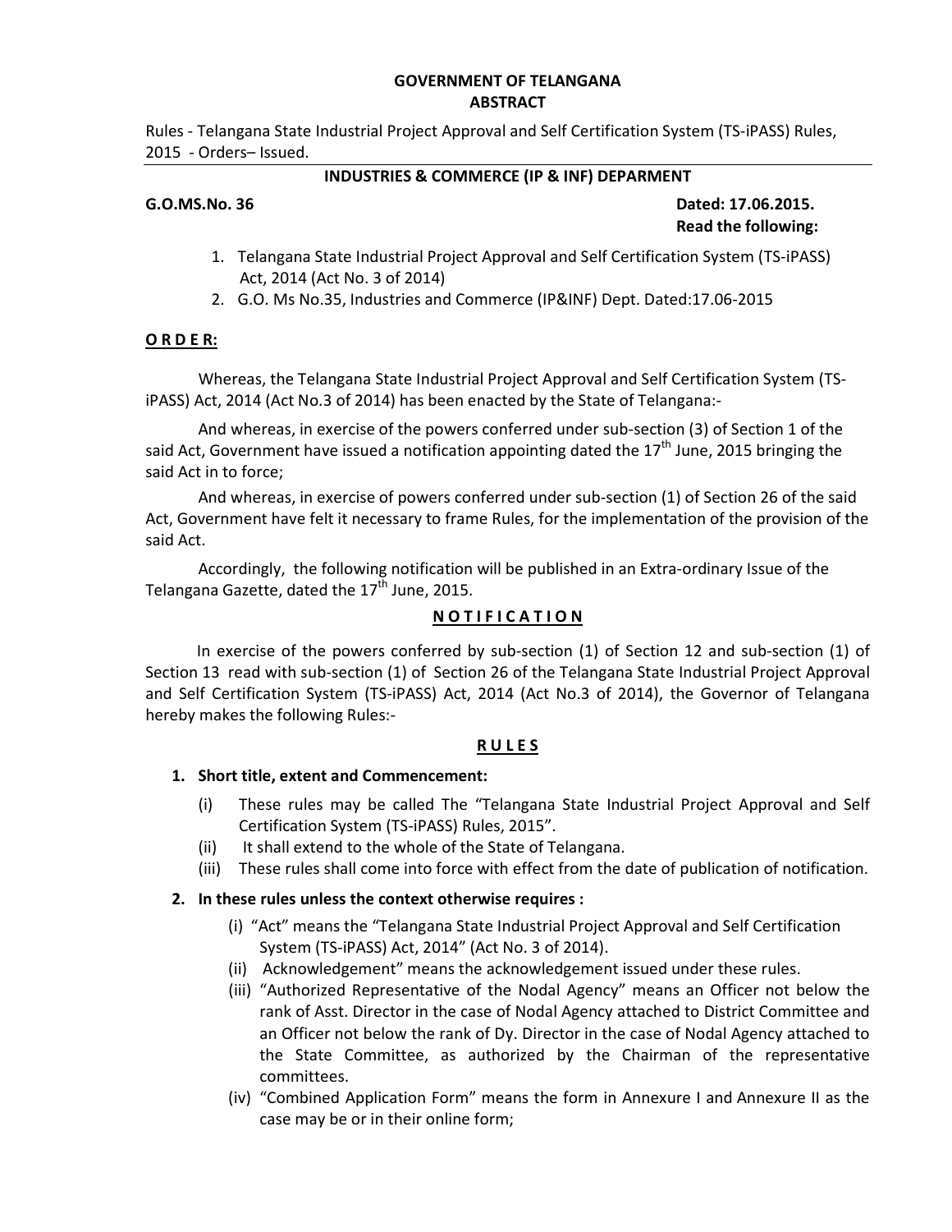**GOVERNMENT OF TELANGANA**
**ABSTRACT**

Rules - Telangana State Industrial Project Approval and Self Certification System (TS-iPASS) Rules, 2015 - Orders– Issued.

---

**INDUSTRIES & COMMERCE (IP & INF) DEPARMENT**

**G.O.MS.No. 36** **Dated: 17.06.2015.**

**Read the following:**

1. Telangana State Industrial Project Approval and Self Certification System (TS-iPASS) Act, 2014 (Act No. 3 of 2014)
2. G.O. Ms No.35, Industries and Commerce (IP&INF) Dept. Dated:17.06-2015

**O R D E R:**

Whereas, the Telangana State Industrial Project Approval and Self Certification System (TS-iPASS) Act, 2014 (Act No.3 of 2014) has been enacted by the State of Telangana:-

And whereas, in exercise of the powers conferred under sub-section (3) of Section 1 of the said Act, Government have issued a notification appointing dated the 17th June, 2015 bringing the said Act in to force;

And whereas, in exercise of powers conferred under sub-section (1) of Section 26 of the said Act, Government have felt it necessary to frame Rules, for the implementation of the provision of the said Act.

Accordingly, the following notification will be published in an Extra-ordinary Issue of the Telangana Gazette, dated the 17th June, 2015.

**N O T I F I C A T I O N**

In exercise of the powers conferred by sub-section (1) of Section 12 and sub-section (1) of Section 13 read with sub-section (1) of Section 26 of the Telangana State Industrial Project Approval and Self Certification System (TS-iPASS) Act, 2014 (Act No.3 of 2014), the Governor of Telangana hereby makes the following Rules:-

**R U L E S**

1. **Short title, extent and Commencement:**
   - (i) These rules may be called The "Telangana State Industrial Project Approval and Self Certification System (TS-iPASS) Rules, 2015".
   - (ii) It shall extend to the whole of the State of Telangana.
   - (iii) These rules shall come into force with effect from the date of publication of notification.

2. **In these rules unless the context otherwise requires :**
   - (i) "Act" means the "Telangana State Industrial Project Approval and Self Certification System (TS-iPASS) Act, 2014" (Act No. 3 of 2014).
   - (ii) Acknowledgement" means the acknowledgement issued under these rules.
   - (iii) "Authorized Representative of the Nodal Agency" means an Officer not below the rank of Asst. Director in the case of Nodal Agency attached to District Committee and an Officer not below the rank of Dy. Director in the case of Nodal Agency attached to the State Committee, as authorized by the Chairman of the representative committees.
   - (iv) "Combined Application Form" means the form in Annexure I and Annexure II as the case may be or in their online form;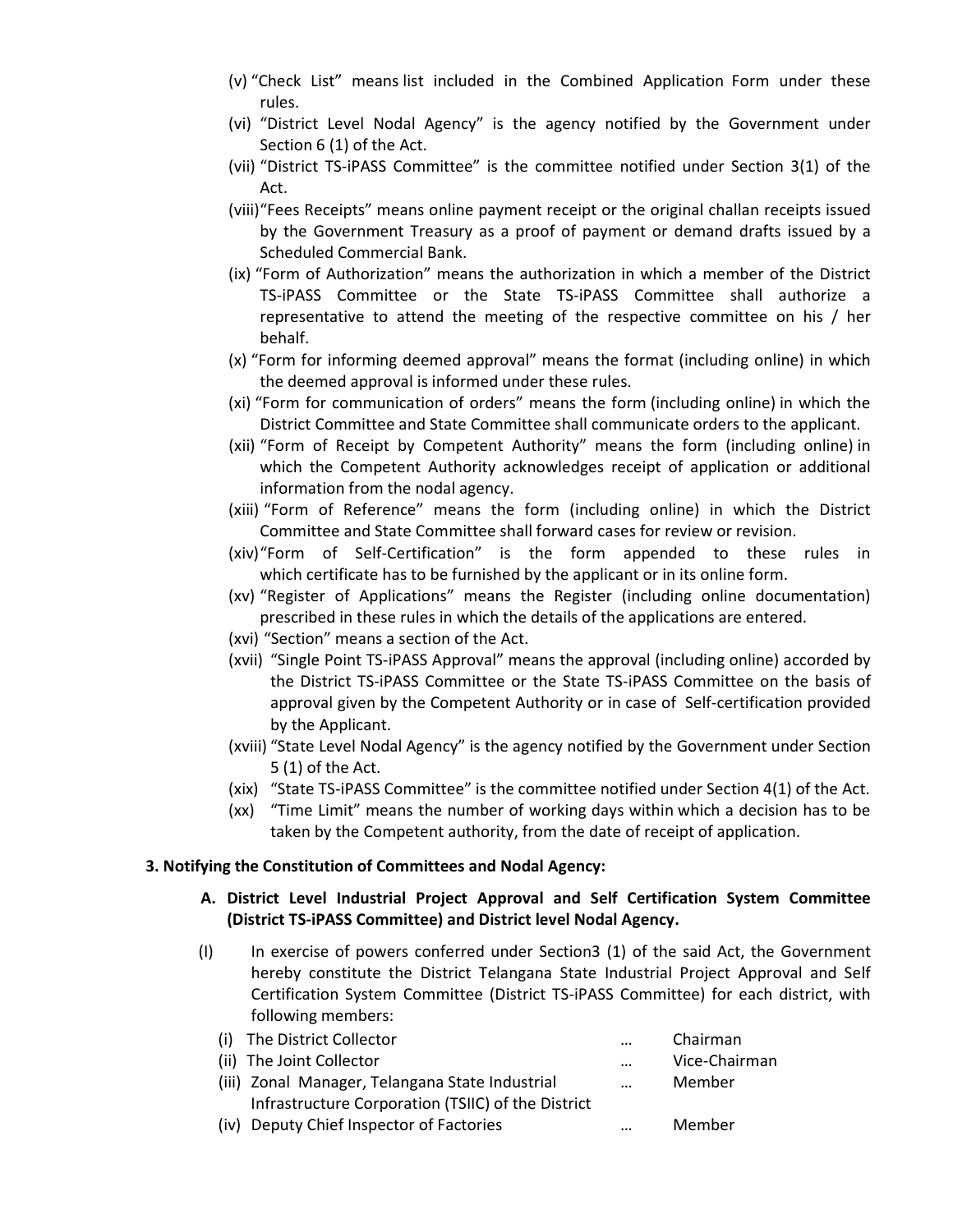(v) "Check List" means list included in the Combined Application Form under these rules.

(vi) "District Level Nodal Agency" is the agency notified by the Government under Section 6 (1) of the Act.

(vii) "District TS-iPASS Committee" is the committee notified under Section 3(1) of the Act.

(viii) "Fees Receipts" means online payment receipt or the original challan receipts issued by the Government Treasury as a proof of payment or demand drafts issued by a Scheduled Commercial Bank.

(ix) "Form of Authorization" means the authorization in which a member of the District TS-iPASS Committee or the State TS-iPASS Committee shall authorize a representative to attend the meeting of the respective committee on his / her behalf.

(x) "Form for informing deemed approval" means the format (including online) in which the deemed approval is informed under these rules.

(xi) "Form for communication of orders" means the form (including online) in which the District Committee and State Committee shall communicate orders to the applicant.

(xii) "Form of Receipt by Competent Authority" means the form (including online) in which the Competent Authority acknowledges receipt of application or additional information from the nodal agency.

(xiii) "Form of Reference" means the form (including online) in which the District Committee and State Committee shall forward cases for review or revision.

(xiv) "Form of Self-Certification" is the form appended to these rules in which certificate has to be furnished by the applicant or in its online form.

(xv) "Register of Applications" means the Register (including online documentation) prescribed in these rules in which the details of the applications are entered.

(xvi) "Section" means a section of the Act.

(xvii) "Single Point TS-iPASS Approval" means the approval (including online) accorded by the District TS-iPASS Committee or the State TS-iPASS Committee on the basis of approval given by the Competent Authority or in case of Self-certification provided by the Applicant.

(xviii) "State Level Nodal Agency" is the agency notified by the Government under Section 5 (1) of the Act.

(xix) "State TS-iPASS Committee" is the committee notified under Section 4(1) of the Act.

(xx) "Time Limit" means the number of working days within which a decision has to be taken by the Competent authority, from the date of receipt of application.

**3. Notifying the Constitution of Committees and Nodal Agency:**

**A. District Level Industrial Project Approval and Self Certification System Committee (District TS-iPASS Committee) and District level Nodal Agency.**

(I) In exercise of powers conferred under Section3 (1) of the said Act, the Government hereby constitute the District Telangana State Industrial Project Approval and Self Certification System Committee (District TS-iPASS Committee) for each district, with following members:

(i) The District Collector … Chairman

(ii) The Joint Collector … Vice-Chairman

(iii) Zonal Manager, Telangana State Industrial Infrastructure Corporation (TSIIC) of the District … Member

(iv) Deputy Chief Inspector of Factories … Member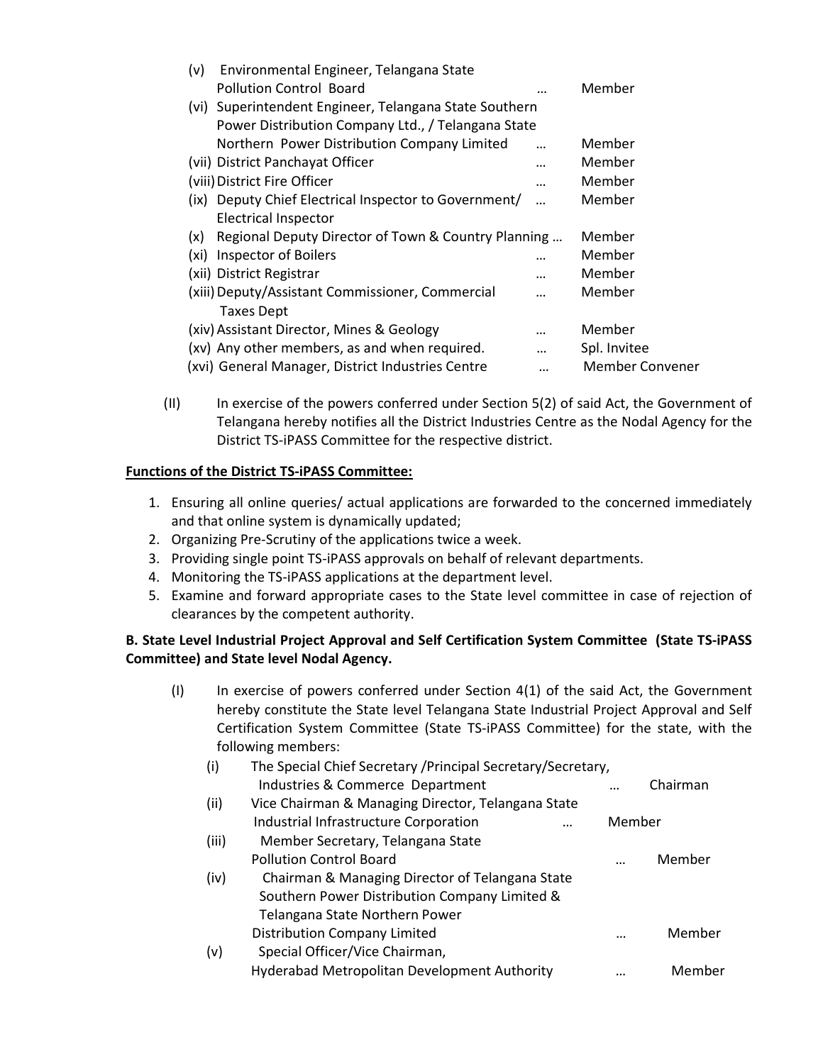(v) Environmental Engineer, Telangana State Pollution Control Board ... Member

(vi) Superintendent Engineer, Telangana State Southern Power Distribution Company Ltd., / Telangana State Northern Power Distribution Company Limited ... Member

(vii) District Panchayat Officer ... Member

(viii) District Fire Officer ... Member

(ix) Deputy Chief Electrical Inspector to Government/ Electrical Inspector ... Member

(x) Regional Deputy Director of Town & Country Planning ... Member

(xi) Inspector of Boilers ... Member

(xii) District Registrar ... Member

(xiii) Deputy/Assistant Commissioner, Commercial Taxes Dept ... Member

(xiv) Assistant Director, Mines & Geology ... Member

(xv) Any other members, as and when required. ... Spl. Invitee

(xvi) General Manager, District Industries Centre ... Member Convener

(II) In exercise of the powers conferred under Section 5(2) of said Act, the Government of Telangana hereby notifies all the District Industries Centre as the Nodal Agency for the District TS-iPASS Committee for the respective district.

**Functions of the District TS-iPASS Committee:**

1. Ensuring all online queries/ actual applications are forwarded to the concerned immediately and that online system is dynamically updated;
2. Organizing Pre-Scrutiny of the applications twice a week.
3. Providing single point TS-iPASS approvals on behalf of relevant departments.
4. Monitoring the TS-iPASS applications at the department level.
5. Examine and forward appropriate cases to the State level committee in case of rejection of clearances by the competent authority.

**B. State Level Industrial Project Approval and Self Certification System Committee (State TS-iPASS Committee) and State level Nodal Agency.**

(I) In exercise of powers conferred under Section 4(1) of the said Act, the Government hereby constitute the State level Telangana State Industrial Project Approval and Self Certification System Committee (State TS-iPASS Committee) for the state, with the following members:

(i) The Special Chief Secretary /Principal Secretary/Secretary, Industries & Commerce Department ... Chairman

(ii) Vice Chairman & Managing Director, Telangana State Industrial Infrastructure Corporation ... Member

(iii) Member Secretary, Telangana State Pollution Control Board ... Member

(iv) Chairman & Managing Director of Telangana State Southern Power Distribution Company Limited & Telangana State Northern Power Distribution Company Limited ... Member

(v) Special Officer/Vice Chairman, Hyderabad Metropolitan Development Authority ... Member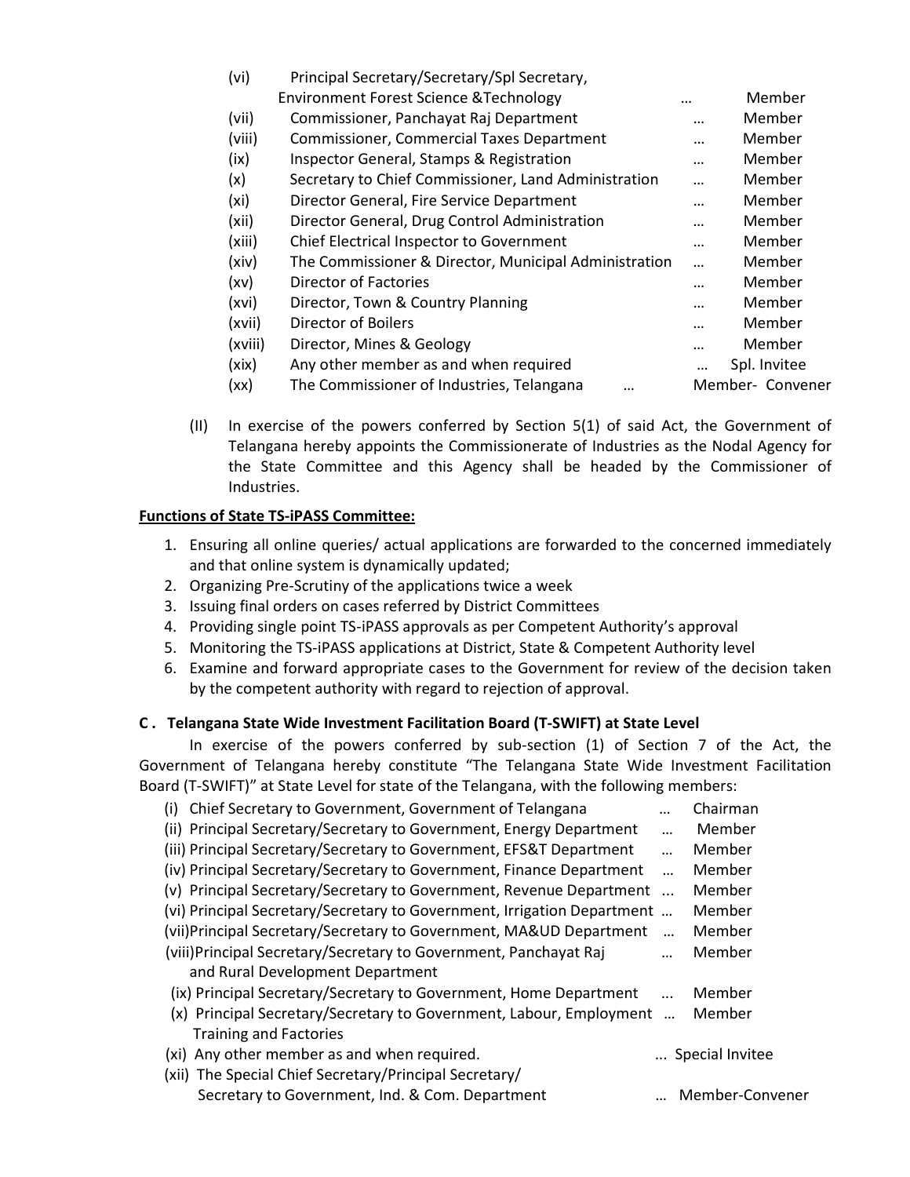| | | | |
|---|---|---|---|
| (vi) | Principal Secretary/Secretary/Spl Secretary, Environment Forest Science &Technology | … | Member |
| (vii) | Commissioner, Panchayat Raj Department | … | Member |
| (viii) | Commissioner, Commercial Taxes Department | … | Member |
| (ix) | Inspector General, Stamps & Registration | … | Member |
| (x) | Secretary to Chief Commissioner, Land Administration | … | Member |
| (xi) | Director General, Fire Service Department | … | Member |
| (xii) | Director General, Drug Control Administration | … | Member |
| (xiii) | Chief Electrical Inspector to Government | … | Member |
| (xiv) | The Commissioner & Director, Municipal Administration | … | Member |
| (xv) | Director of Factories | … | Member |
| (xvi) | Director, Town & Country Planning | … | Member |
| (xvii) | Director of Boilers | … | Member |
| (xviii) | Director, Mines & Geology | … | Member |
| (xix) | Any other member as and when required | … | Spl. Invitee |
| (xx) | The Commissioner of Industries, Telangana | … | Member- Convener |

(II) In exercise of the powers conferred by Section 5(1) of said Act, the Government of Telangana hereby appoints the Commissionerate of Industries as the Nodal Agency for the State Committee and this Agency shall be headed by the Commissioner of Industries.

**Functions of State TS-iPASS Committee:**

1. Ensuring all online queries/ actual applications are forwarded to the concerned immediately and that online system is dynamically updated;
2. Organizing Pre-Scrutiny of the applications twice a week
3. Issuing final orders on cases referred by District Committees
4. Providing single point TS-iPASS approvals as per Competent Authority's approval
5. Monitoring the TS-iPASS applications at District, State & Competent Authority level
6. Examine and forward appropriate cases to the Government for review of the decision taken by the competent authority with regard to rejection of approval.

### C . Telangana State Wide Investment Facilitation Board (T-SWIFT) at State Level

In exercise of the powers conferred by sub-section (1) of Section 7 of the Act, the Government of Telangana hereby constitute "The Telangana State Wide Investment Facilitation Board (T-SWIFT)" at State Level for state of the Telangana, with the following members:

| | | | |
|---|---|---|---|
| (i) | Chief Secretary to Government, Government of Telangana | … | Chairman |
| (ii) | Principal Secretary/Secretary to Government, Energy Department | … | Member |
| (iii) | Principal Secretary/Secretary to Government, EFS&T Department | … | Member |
| (iv) | Principal Secretary/Secretary to Government, Finance Department | … | Member |
| (v) | Principal Secretary/Secretary to Government, Revenue Department | ... | Member |
| (vi) | Principal Secretary/Secretary to Government, Irrigation Department | … | Member |
| (vii) | Principal Secretary/Secretary to Government, MA&UD Department | … | Member |
| (viii) | Principal Secretary/Secretary to Government, Panchayat Raj and Rural Development Department | … | Member |
| (ix) | Principal Secretary/Secretary to Government, Home Department | ... | Member |
| (x) | Principal Secretary/Secretary to Government, Labour, Employment Training and Factories | … | Member |
| (xi) | Any other member as and when required. | ... | Special Invitee |
| (xii) | The Special Chief Secretary/Principal Secretary/ Secretary to Government, Ind. & Com. Department | … | Member-Convener |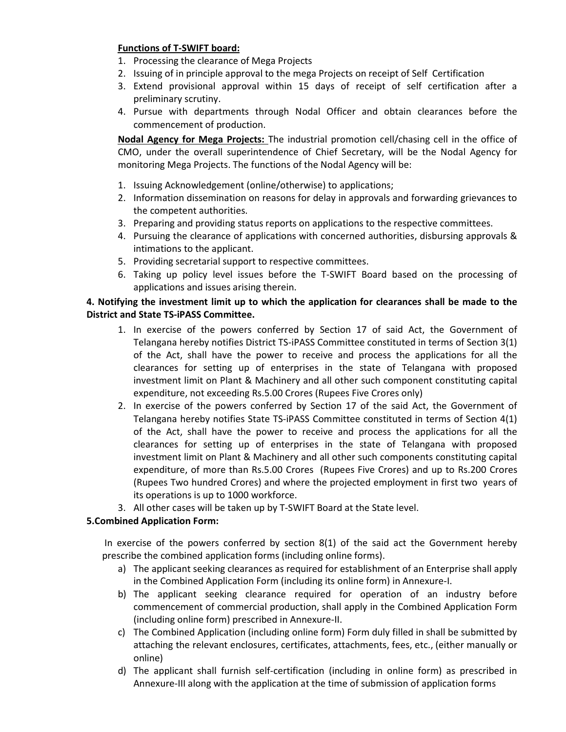**Functions of T-SWIFT board:**

1. Processing the clearance of Mega Projects
2. Issuing of in principle approval to the mega Projects on receipt of Self Certification
3. Extend provisional approval within 15 days of receipt of self certification after a preliminary scrutiny.
4. Pursue with departments through Nodal Officer and obtain clearances before the commencement of production.

**Nodal Agency for Mega Projects:** The industrial promotion cell/chasing cell in the office of CMO, under the overall superintendence of Chief Secretary, will be the Nodal Agency for monitoring Mega Projects. The functions of the Nodal Agency will be:

1. Issuing Acknowledgement (online/otherwise) to applications;
2. Information dissemination on reasons for delay in approvals and forwarding grievances to the competent authorities.
3. Preparing and providing status reports on applications to the respective committees.
4. Pursuing the clearance of applications with concerned authorities, disbursing approvals & intimations to the applicant.
5. Providing secretarial support to respective committees.
6. Taking up policy level issues before the T-SWIFT Board based on the processing of applications and issues arising therein.

**4. Notifying the investment limit up to which the application for clearances shall be made to the District and State TS-iPASS Committee.**

1. In exercise of the powers conferred by Section 17 of said Act, the Government of Telangana hereby notifies District TS-iPASS Committee constituted in terms of Section 3(1) of the Act, shall have the power to receive and process the applications for all the clearances for setting up of enterprises in the state of Telangana with proposed investment limit on Plant & Machinery and all other such component constituting capital expenditure, not exceeding Rs.5.00 Crores (Rupees Five Crores only)
2. In exercise of the powers conferred by Section 17 of the said Act, the Government of Telangana hereby notifies State TS-iPASS Committee constituted in terms of Section 4(1) of the Act, shall have the power to receive and process the applications for all the clearances for setting up of enterprises in the state of Telangana with proposed investment limit on Plant & Machinery and all other such components constituting capital expenditure, of more than Rs.5.00 Crores (Rupees Five Crores) and up to Rs.200 Crores (Rupees Two hundred Crores) and where the projected employment in first two years of its operations is up to 1000 workforce.
3. All other cases will be taken up by T-SWIFT Board at the State level.

**5.Combined Application Form:**

In exercise of the powers conferred by section 8(1) of the said act the Government hereby prescribe the combined application forms (including online forms).

a) The applicant seeking clearances as required for establishment of an Enterprise shall apply in the Combined Application Form (including its online form) in Annexure-I.

b) The applicant seeking clearance required for operation of an industry before commencement of commercial production, shall apply in the Combined Application Form (including online form) prescribed in Annexure-II.

c) The Combined Application (including online form) Form duly filled in shall be submitted by attaching the relevant enclosures, certificates, attachments, fees, etc., (either manually or online)

d) The applicant shall furnish self-certification (including in online form) as prescribed in Annexure-III along with the application at the time of submission of application forms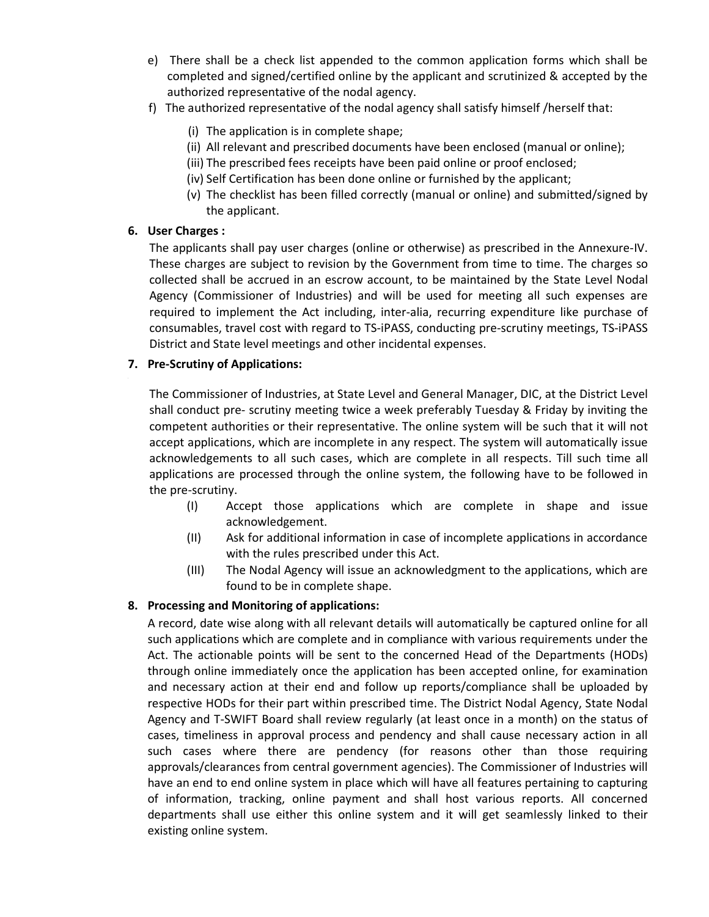e) There shall be a check list appended to the common application forms which shall be completed and signed/certified online by the applicant and scrutinized & accepted by the authorized representative of the nodal agency.

f) The authorized representative of the nodal agency shall satisfy himself /herself that:

   (i) The application is in complete shape;
   (ii) All relevant and prescribed documents have been enclosed (manual or online);
   (iii) The prescribed fees receipts have been paid online or proof enclosed;
   (iv) Self Certification has been done online or furnished by the applicant;
   (v) The checklist has been filled correctly (manual or online) and submitted/signed by the applicant.

**6. User Charges :**

The applicants shall pay user charges (online or otherwise) as prescribed in the Annexure-IV. These charges are subject to revision by the Government from time to time. The charges so collected shall be accrued in an escrow account, to be maintained by the State Level Nodal Agency (Commissioner of Industries) and will be used for meeting all such expenses are required to implement the Act including, inter-alia, recurring expenditure like purchase of consumables, travel cost with regard to TS-iPASS, conducting pre-scrutiny meetings, TS-iPASS District and State level meetings and other incidental expenses.

**7. Pre-Scrutiny of Applications:**

The Commissioner of Industries, at State Level and General Manager, DIC, at the District Level shall conduct pre- scrutiny meeting twice a week preferably Tuesday & Friday by inviting the competent authorities or their representative. The online system will be such that it will not accept applications, which are incomplete in any respect. The system will automatically issue acknowledgements to all such cases, which are complete in all respects. Till such time all applications are processed through the online system, the following have to be followed in the pre-scrutiny.

(I) Accept those applications which are complete in shape and issue acknowledgement.

(II) Ask for additional information in case of incomplete applications in accordance with the rules prescribed under this Act.

(III) The Nodal Agency will issue an acknowledgment to the applications, which are found to be in complete shape.

**8. Processing and Monitoring of applications:**

A record, date wise along with all relevant details will automatically be captured online for all such applications which are complete and in compliance with various requirements under the Act. The actionable points will be sent to the concerned Head of the Departments (HODs) through online immediately once the application has been accepted online, for examination and necessary action at their end and follow up reports/compliance shall be uploaded by respective HODs for their part within prescribed time. The District Nodal Agency, State Nodal Agency and T-SWIFT Board shall review regularly (at least once in a month) on the status of cases, timeliness in approval process and pendency and shall cause necessary action in all such cases where there are pendency (for reasons other than those requiring approvals/clearances from central government agencies). The Commissioner of Industries will have an end to end online system in place which will have all features pertaining to capturing of information, tracking, online payment and shall host various reports. All concerned departments shall use either this online system and it will get seamlessly linked to their existing online system.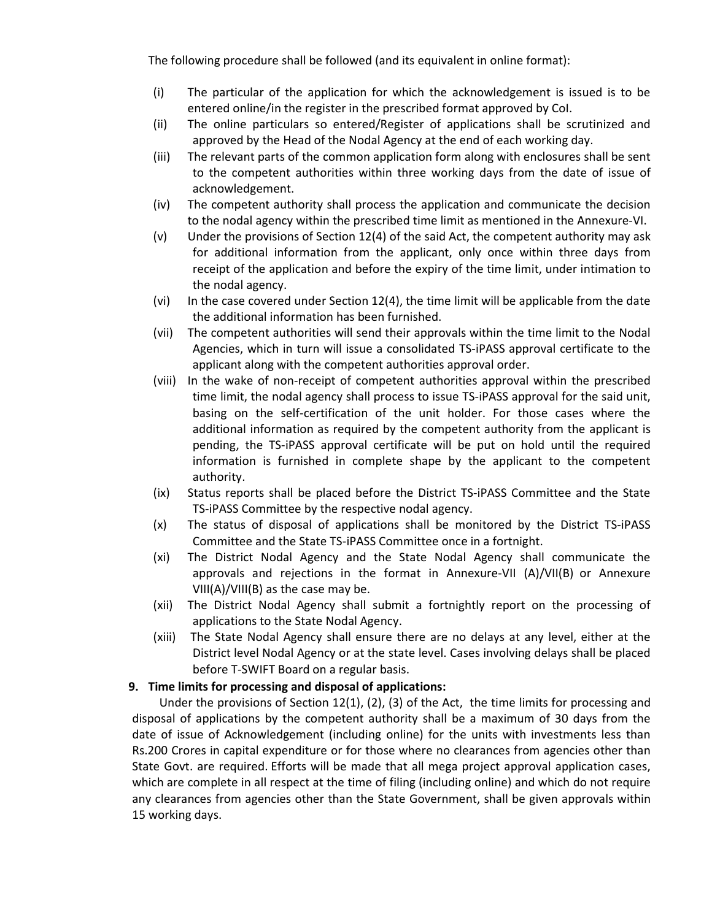The following procedure shall be followed (and its equivalent in online format):

- (i) The particular of the application for which the acknowledgement is issued is to be entered online/in the register in the prescribed format approved by CoI.
- (ii) The online particulars so entered/Register of applications shall be scrutinized and approved by the Head of the Nodal Agency at the end of each working day.
- (iii) The relevant parts of the common application form along with enclosures shall be sent to the competent authorities within three working days from the date of issue of acknowledgement.
- (iv) The competent authority shall process the application and communicate the decision to the nodal agency within the prescribed time limit as mentioned in the Annexure-VI.
- (v) Under the provisions of Section 12(4) of the said Act, the competent authority may ask for additional information from the applicant, only once within three days from receipt of the application and before the expiry of the time limit, under intimation to the nodal agency.
- (vi) In the case covered under Section 12(4), the time limit will be applicable from the date the additional information has been furnished.
- (vii) The competent authorities will send their approvals within the time limit to the Nodal Agencies, which in turn will issue a consolidated TS-iPASS approval certificate to the applicant along with the competent authorities approval order.
- (viii) In the wake of non-receipt of competent authorities approval within the prescribed time limit, the nodal agency shall process to issue TS-iPASS approval for the said unit, basing on the self-certification of the unit holder. For those cases where the additional information as required by the competent authority from the applicant is pending, the TS-iPASS approval certificate will be put on hold until the required information is furnished in complete shape by the applicant to the competent authority.
- (ix) Status reports shall be placed before the District TS-iPASS Committee and the State TS-iPASS Committee by the respective nodal agency.
- (x) The status of disposal of applications shall be monitored by the District TS-iPASS Committee and the State TS-iPASS Committee once in a fortnight.
- (xi) The District Nodal Agency and the State Nodal Agency shall communicate the approvals and rejections in the format in Annexure-VII (A)/VII(B) or Annexure VIII(A)/VIII(B) as the case may be.
- (xii) The District Nodal Agency shall submit a fortnightly report on the processing of applications to the State Nodal Agency.
- (xiii) The State Nodal Agency shall ensure there are no delays at any level, either at the District level Nodal Agency or at the state level. Cases involving delays shall be placed before T-SWIFT Board on a regular basis.

**9. Time limits for processing and disposal of applications:**

Under the provisions of Section 12(1), (2), (3) of the Act, the time limits for processing and disposal of applications by the competent authority shall be a maximum of 30 days from the date of issue of Acknowledgement (including online) for the units with investments less than Rs.200 Crores in capital expenditure or for those where no clearances from agencies other than State Govt. are required. Efforts will be made that all mega project approval application cases, which are complete in all respect at the time of filing (including online) and which do not require any clearances from agencies other than the State Government, shall be given approvals within 15 working days.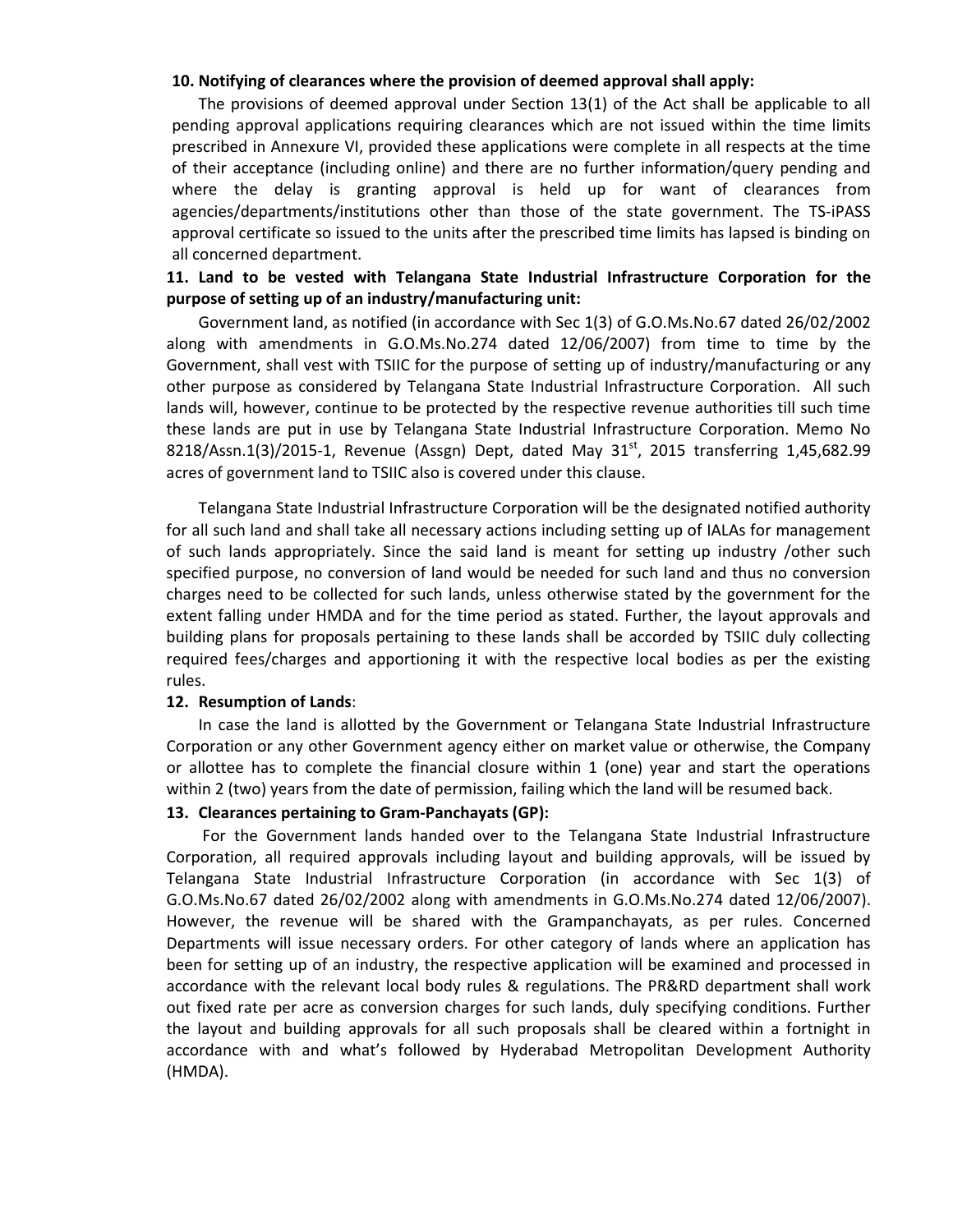**10. Notifying of clearances where the provision of deemed approval shall apply:**

The provisions of deemed approval under Section 13(1) of the Act shall be applicable to all pending approval applications requiring clearances which are not issued within the time limits prescribed in Annexure VI, provided these applications were complete in all respects at the time of their acceptance (including online) and there are no further information/query pending and where the delay is granting approval is held up for want of clearances from agencies/departments/institutions other than those of the state government. The TS-iPASS approval certificate so issued to the units after the prescribed time limits has lapsed is binding on all concerned department.

**11. Land to be vested with Telangana State Industrial Infrastructure Corporation for the purpose of setting up of an industry/manufacturing unit:**

Government land, as notified (in accordance with Sec 1(3) of G.O.Ms.No.67 dated 26/02/2002 along with amendments in G.O.Ms.No.274 dated 12/06/2007) from time to time by the Government, shall vest with TSIIC for the purpose of setting up of industry/manufacturing or any other purpose as considered by Telangana State Industrial Infrastructure Corporation. All such lands will, however, continue to be protected by the respective revenue authorities till such time these lands are put in use by Telangana State Industrial Infrastructure Corporation. Memo No 8218/Assn.1(3)/2015-1, Revenue (Assgn) Dept, dated May 31st, 2015 transferring 1,45,682.99 acres of government land to TSIIC also is covered under this clause.

Telangana State Industrial Infrastructure Corporation will be the designated notified authority for all such land and shall take all necessary actions including setting up of IALAs for management of such lands appropriately. Since the said land is meant for setting up industry /other such specified purpose, no conversion of land would be needed for such land and thus no conversion charges need to be collected for such lands, unless otherwise stated by the government for the extent falling under HMDA and for the time period as stated. Further, the layout approvals and building plans for proposals pertaining to these lands shall be accorded by TSIIC duly collecting required fees/charges and apportioning it with the respective local bodies as per the existing rules.

**12. Resumption of Lands**:

In case the land is allotted by the Government or Telangana State Industrial Infrastructure Corporation or any other Government agency either on market value or otherwise, the Company or allottee has to complete the financial closure within 1 (one) year and start the operations within 2 (two) years from the date of permission, failing which the land will be resumed back.

**13. Clearances pertaining to Gram-Panchayats (GP):**

For the Government lands handed over to the Telangana State Industrial Infrastructure Corporation, all required approvals including layout and building approvals, will be issued by Telangana State Industrial Infrastructure Corporation (in accordance with Sec 1(3) of G.O.Ms.No.67 dated 26/02/2002 along with amendments in G.O.Ms.No.274 dated 12/06/2007). However, the revenue will be shared with the Grampanchayats, as per rules. Concerned Departments will issue necessary orders. For other category of lands where an application has been for setting up of an industry, the respective application will be examined and processed in accordance with the relevant local body rules & regulations. The PR&RD department shall work out fixed rate per acre as conversion charges for such lands, duly specifying conditions. Further the layout and building approvals for all such proposals shall be cleared within a fortnight in accordance with and what's followed by Hyderabad Metropolitan Development Authority (HMDA).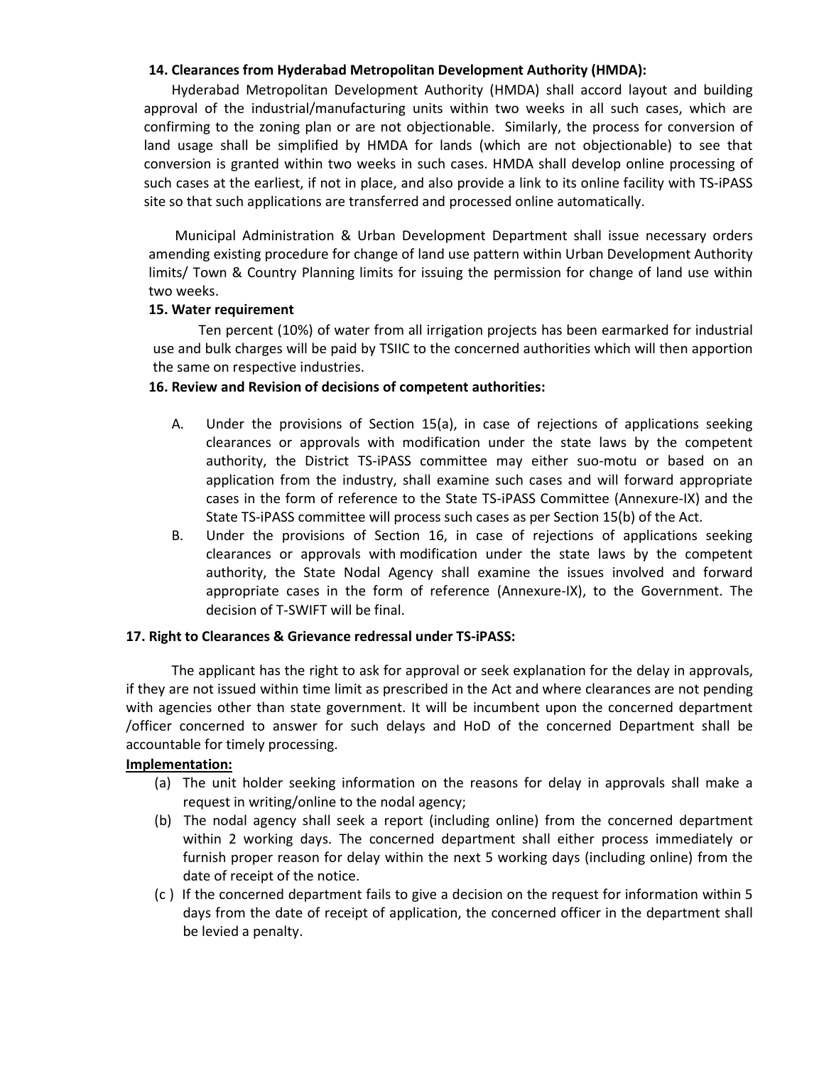#### 14. Clearances from Hyderabad Metropolitan Development Authority (HMDA):

Hyderabad Metropolitan Development Authority (HMDA) shall accord layout and building approval of the industrial/manufacturing units within two weeks in all such cases, which are confirming to the zoning plan or are not objectionable. Similarly, the process for conversion of land usage shall be simplified by HMDA for lands (which are not objectionable) to see that conversion is granted within two weeks in such cases. HMDA shall develop online processing of such cases at the earliest, if not in place, and also provide a link to its online facility with TS-iPASS site so that such applications are transferred and processed online automatically.

Municipal Administration & Urban Development Department shall issue necessary orders amending existing procedure for change of land use pattern within Urban Development Authority limits/ Town & Country Planning limits for issuing the permission for change of land use within two weeks.

#### 15. Water requirement

Ten percent (10%) of water from all irrigation projects has been earmarked for industrial use and bulk charges will be paid by TSIIC to the concerned authorities which will then apportion the same on respective industries.

#### 16. Review and Revision of decisions of competent authorities:

A. Under the provisions of Section 15(a), in case of rejections of applications seeking clearances or approvals with modification under the state laws by the competent authority, the District TS-iPASS committee may either suo-motu or based on an application from the industry, shall examine such cases and will forward appropriate cases in the form of reference to the State TS-iPASS Committee (Annexure-IX) and the State TS-iPASS committee will process such cases as per Section 15(b) of the Act.

B. Under the provisions of Section 16, in case of rejections of applications seeking clearances or approvals with modification under the state laws by the competent authority, the State Nodal Agency shall examine the issues involved and forward appropriate cases in the form of reference (Annexure-IX), to the Government. The decision of T-SWIFT will be final.

#### 17. Right to Clearances & Grievance redressal under TS-iPASS:

The applicant has the right to ask for approval or seek explanation for the delay in approvals, if they are not issued within time limit as prescribed in the Act and where clearances are not pending with agencies other than state government. It will be incumbent upon the concerned department /officer concerned to answer for such delays and HoD of the concerned Department shall be accountable for timely processing.

**Implementation:**

(a) The unit holder seeking information on the reasons for delay in approvals shall make a request in writing/online to the nodal agency;

(b) The nodal agency shall seek a report (including online) from the concerned department within 2 working days. The concerned department shall either process immediately or furnish proper reason for delay within the next 5 working days (including online) from the date of receipt of the notice.

(c ) If the concerned department fails to give a decision on the request for information within 5 days from the date of receipt of application, the concerned officer in the department shall be levied a penalty.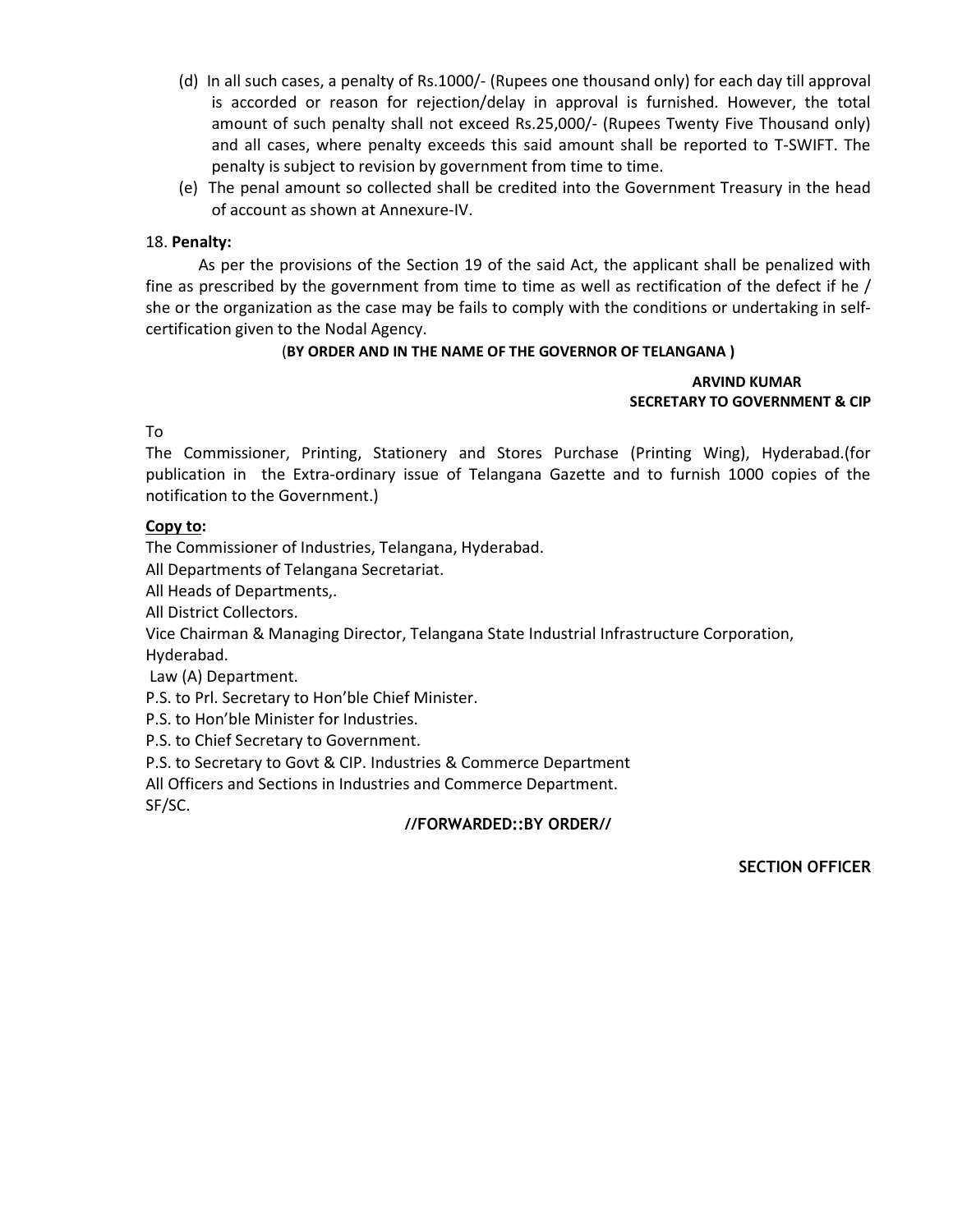(d) In all such cases, a penalty of Rs.1000/- (Rupees one thousand only) for each day till approval is accorded or reason for rejection/delay in approval is furnished. However, the total amount of such penalty shall not exceed Rs.25,000/- (Rupees Twenty Five Thousand only) and all cases, where penalty exceeds this said amount shall be reported to T-SWIFT. The penalty is subject to revision by government from time to time.

(e) The penal amount so collected shall be credited into the Government Treasury in the head of account as shown at Annexure-IV.

18. **Penalty:**

As per the provisions of the Section 19 of the said Act, the applicant shall be penalized with fine as prescribed by the government from time to time as well as rectification of the defect if he / she or the organization as the case may be fails to comply with the conditions or undertaking in self-certification given to the Nodal Agency.

(**BY ORDER AND IN THE NAME OF THE GOVERNOR OF TELANGANA )**

**ARVIND KUMAR**
**SECRETARY TO GOVERNMENT & CIP**

To

The Commissioner, Printing, Stationery and Stores Purchase (Printing Wing), Hyderabad.(for publication in the Extra-ordinary issue of Telangana Gazette and to furnish 1000 copies of the notification to the Government.)

**Copy to:**

The Commissioner of Industries, Telangana, Hyderabad.
All Departments of Telangana Secretariat.
All Heads of Departments,.
All District Collectors.
Vice Chairman & Managing Director, Telangana State Industrial Infrastructure Corporation, Hyderabad.
Law (A) Department.
P.S. to Prl. Secretary to Hon'ble Chief Minister.
P.S. to Hon'ble Minister for Industries.
P.S. to Chief Secretary to Government.
P.S. to Secretary to Govt & CIP. Industries & Commerce Department
All Officers and Sections in Industries and Commerce Department.
SF/SC.

**//FORWARDED::BY ORDER//**

**SECTION OFFICER**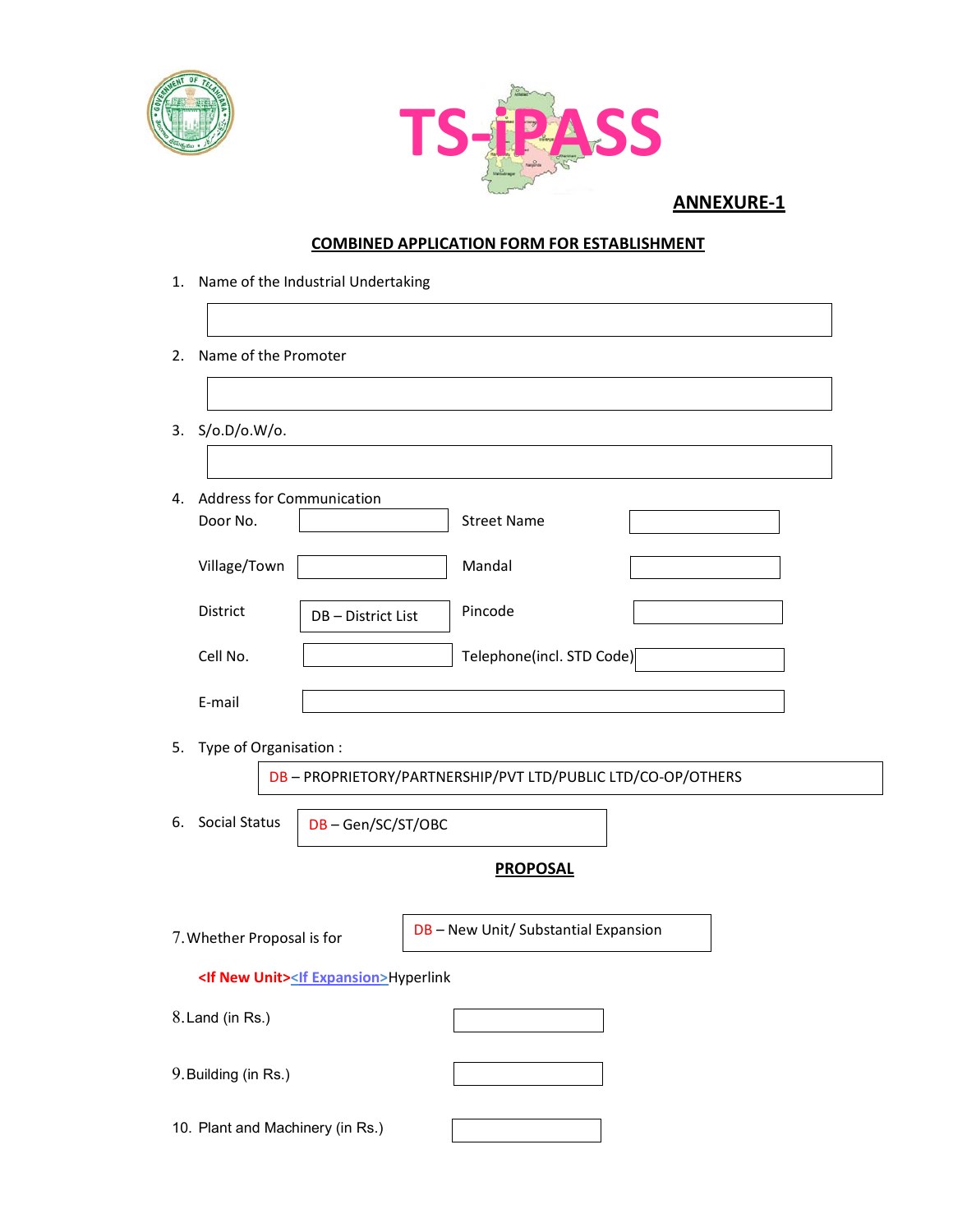TS-iPASS

**ANNEXURE-1**

## COMBINED APPLICATION FORM FOR ESTABLISHMENT

1. Name of the Industrial Undertaking

2. Name of the Promoter

3. S/o.D/o.W/o.

4. Address for Communication

| | | | |
|---|---|---|---|
| Door No. | | Street Name | |
| Village/Town | | Mandal | |
| District | DB – District List | Pincode | |
| Cell No. | | Telephone(incl. STD Code) | |
| E-mail | | | |

5. Type of Organisation :

   DB – PROPRIETORY/PARTNERSHIP/PVT LTD/PUBLIC LTD/CO-OP/OTHERS

6. Social Status — DB – Gen/SC/ST/OBC

**PROPOSAL**

7. Whether Proposal is for — DB – New Unit/ Substantial Expansion

   **<If New Unit>**<If Expansion>Hyperlink

8. Land (in Rs.)

9. Building (in Rs.)

10. Plant and Machinery (in Rs.)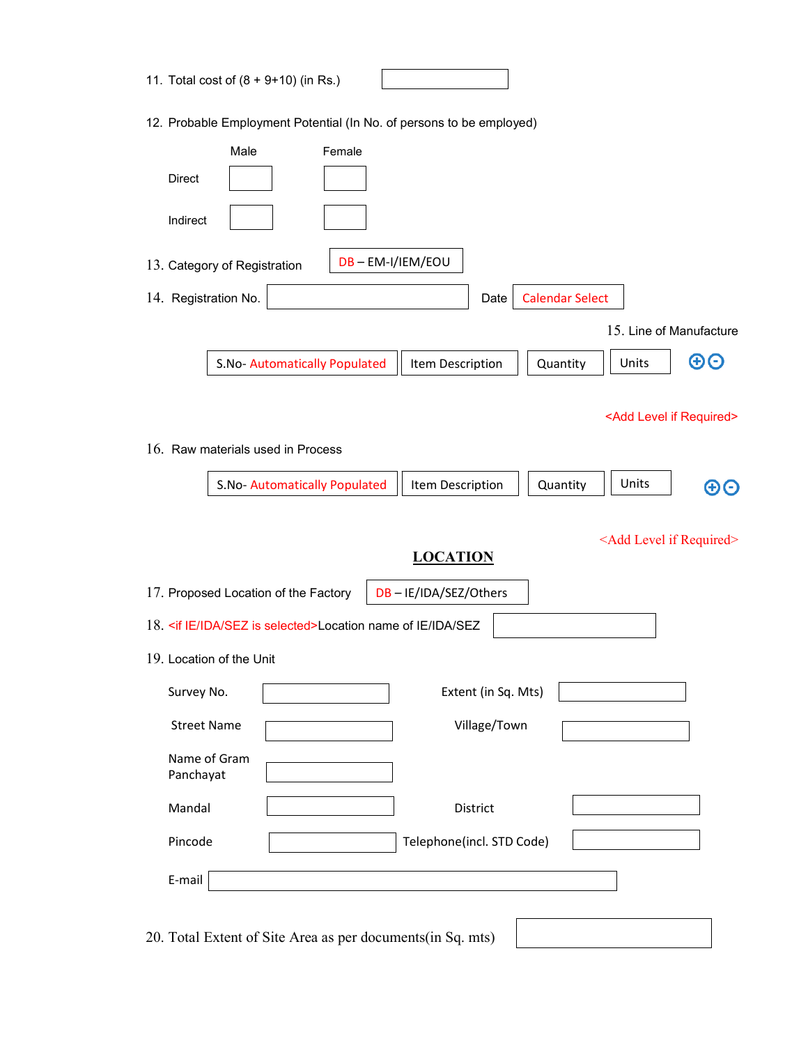11. Total cost of (8 + 9+10) (in Rs.)

12. Probable Employment Potential (In No. of persons to be employed)

| | Male | Female |
|---|---|---|
| Direct | | |
| Indirect | | |

13. Category of Registration DB – EM-I/IEM/EOU

14. Registration No. Date Calendar Select

15. Line of Manufacture

| S.No- Automatically Populated | Item Description | Quantity | Units |
|---|---|---|---|

<Add Level if Required>

16. Raw materials used in Process

| S.No- Automatically Populated | Item Description | Quantity | Units |
|---|---|---|---|

<Add Level if Required>

## LOCATION

17. Proposed Location of the Factory DB – IE/IDA/SEZ/Others

18. <if IE/IDA/SEZ is selected>Location name of IE/IDA/SEZ

19. Location of the Unit

Survey No.

Extent (in Sq. Mts)

Street Name

Village/Town

Name of Gram Panchayat

Mandal

District

Pincode

Telephone(incl. STD Code)

E-mail

20. Total Extent of Site Area as per documents(in Sq. mts)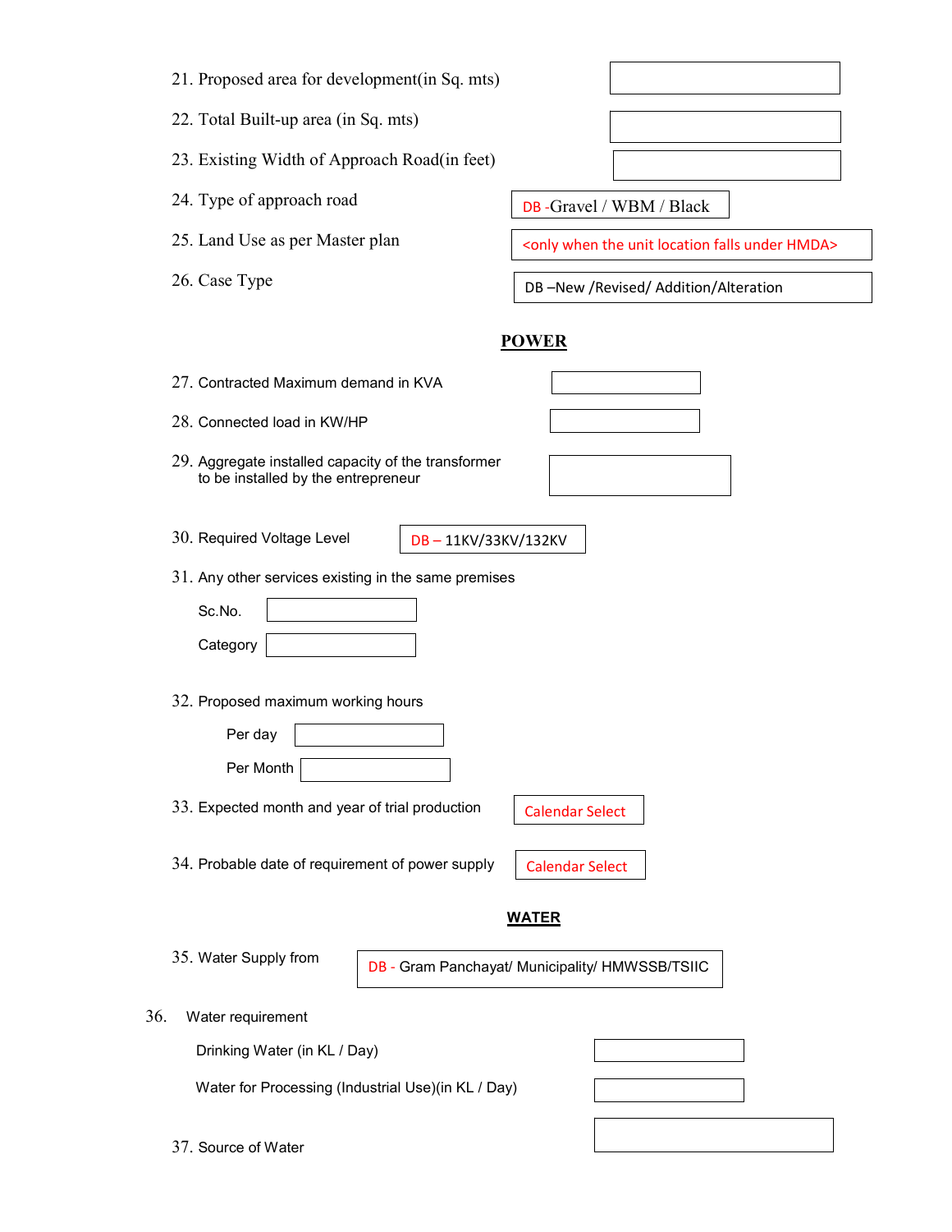21. Proposed area for development(in Sq. mts) [ ]

22. Total Built-up area (in Sq. mts) [ ]

23. Existing Width of Approach Road(in feet) [ ]

24. Type of approach road: DB -Gravel / WBM / Black

25. Land Use as per Master plan: <only when the unit location falls under HMDA>

26. Case Type: DB –New /Revised/ Addition/Alteration

## POWER

27. Contracted Maximum demand in KVA [ ]

28. Connected load in KW/HP [ ]

29. Aggregate installed capacity of the transformer to be installed by the entrepreneur [ ]

30. Required Voltage Level: DB – 11KV/33KV/132KV

31. Any other services existing in the same premises

    Sc.No. [ ]

    Category [ ]

32. Proposed maximum working hours

    Per day [ ]

    Per Month [ ]

33. Expected month and year of trial production: Calendar Select

34. Probable date of requirement of power supply: Calendar Select

## WATER

35. Water Supply from: DB - Gram Panchayat/ Municipality/ HMWSSB/TSIIC

36. Water requirement

    Drinking Water (in KL / Day) [ ]

    Water for Processing (Industrial Use)(in KL / Day) [ ]

37. Source of Water [ ]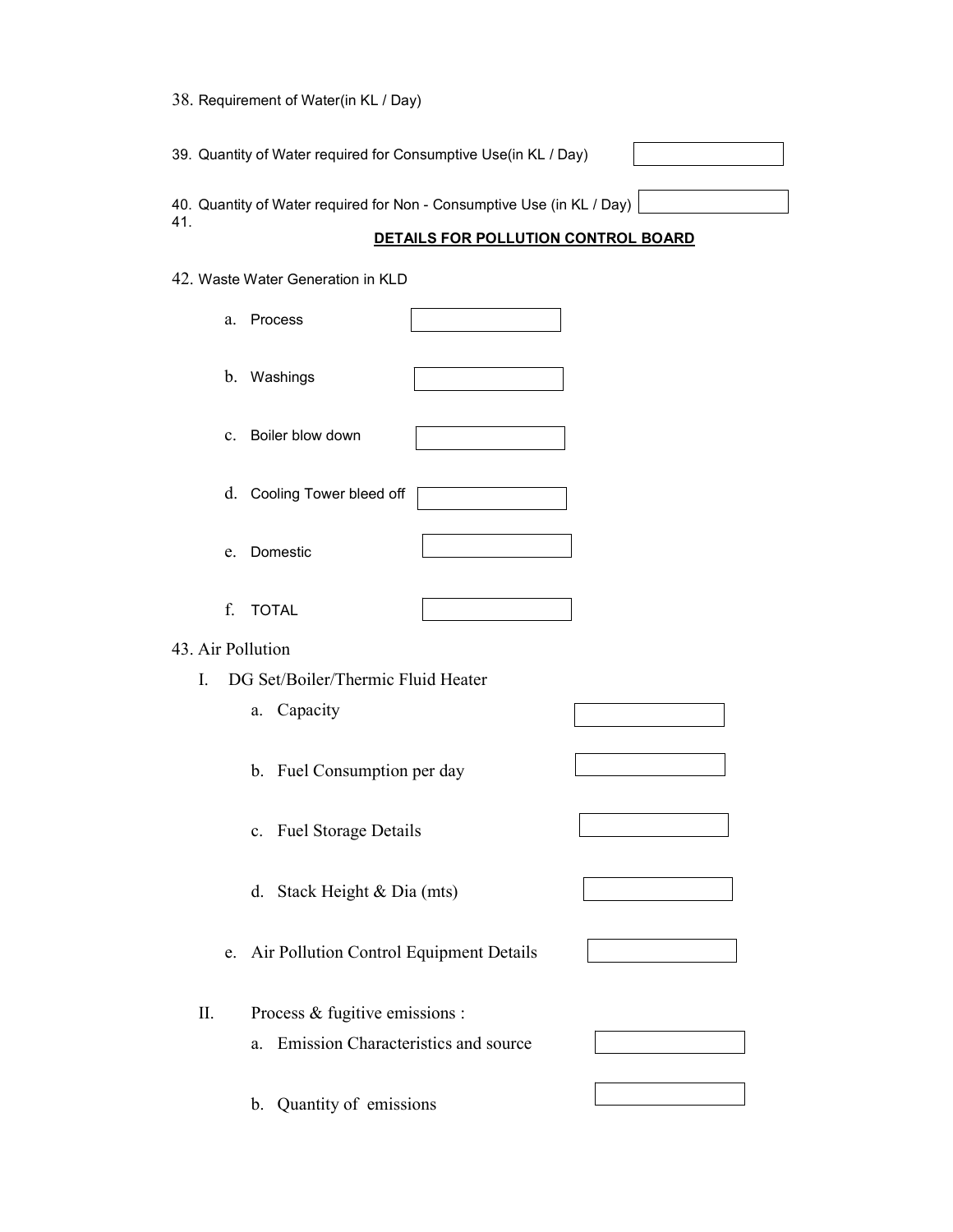38. Requirement of Water(in KL / Day)

39. Quantity of Water required for Consumptive Use(in KL / Day)

40. Quantity of Water required for Non - Consumptive Use (in KL / Day)

41.

**DETAILS FOR POLLUTION CONTROL BOARD**

42. Waste Water Generation in KLD

a. Process

b. Washings

c. Boiler blow down

d. Cooling Tower bleed off

e. Domestic

f. TOTAL

43. Air Pollution

I. DG Set/Boiler/Thermic Fluid Heater

a. Capacity

b. Fuel Consumption per day

c. Fuel Storage Details

d. Stack Height & Dia (mts)

e. Air Pollution Control Equipment Details

II. Process & fugitive emissions :

a. Emission Characteristics and source

b. Quantity of emissions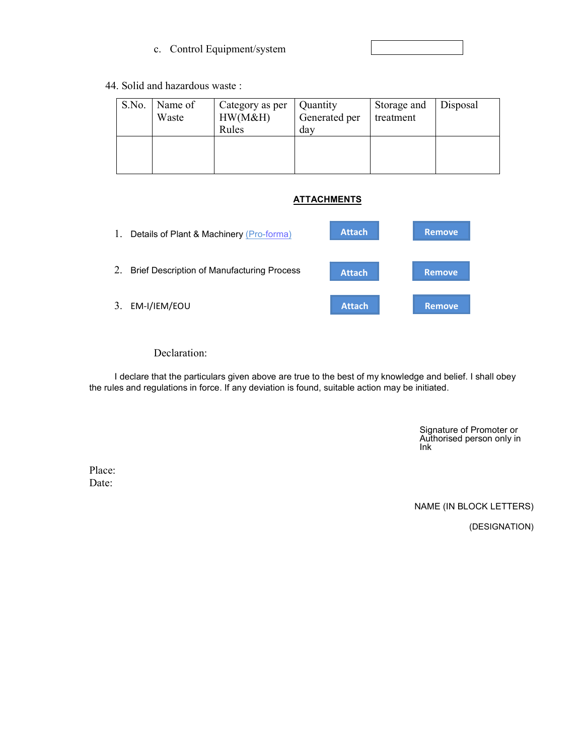c. Control Equipment/system

44. Solid and hazardous waste :

| S.No. | Name of Waste | Category as per HW(M&H) Rules | Quantity Generated per day | Storage and treatment | Disposal |
|---|---|---|---|---|---|
| | | | | | |

**ATTACHMENTS**

1. Details of Plant & Machinery (Pro-forma) Attach Remove
2. Brief Description of Manufacturing Process Attach Remove
3. EM-I/IEM/EOU Attach Remove

Declaration:

I declare that the particulars given above are true to the best of my knowledge and belief. I shall obey the rules and regulations in force. If any deviation is found, suitable action may be initiated.

Signature of Promoter or Authorised person only in Ink

Place:
Date:

NAME (IN BLOCK LETTERS)

(DESIGNATION)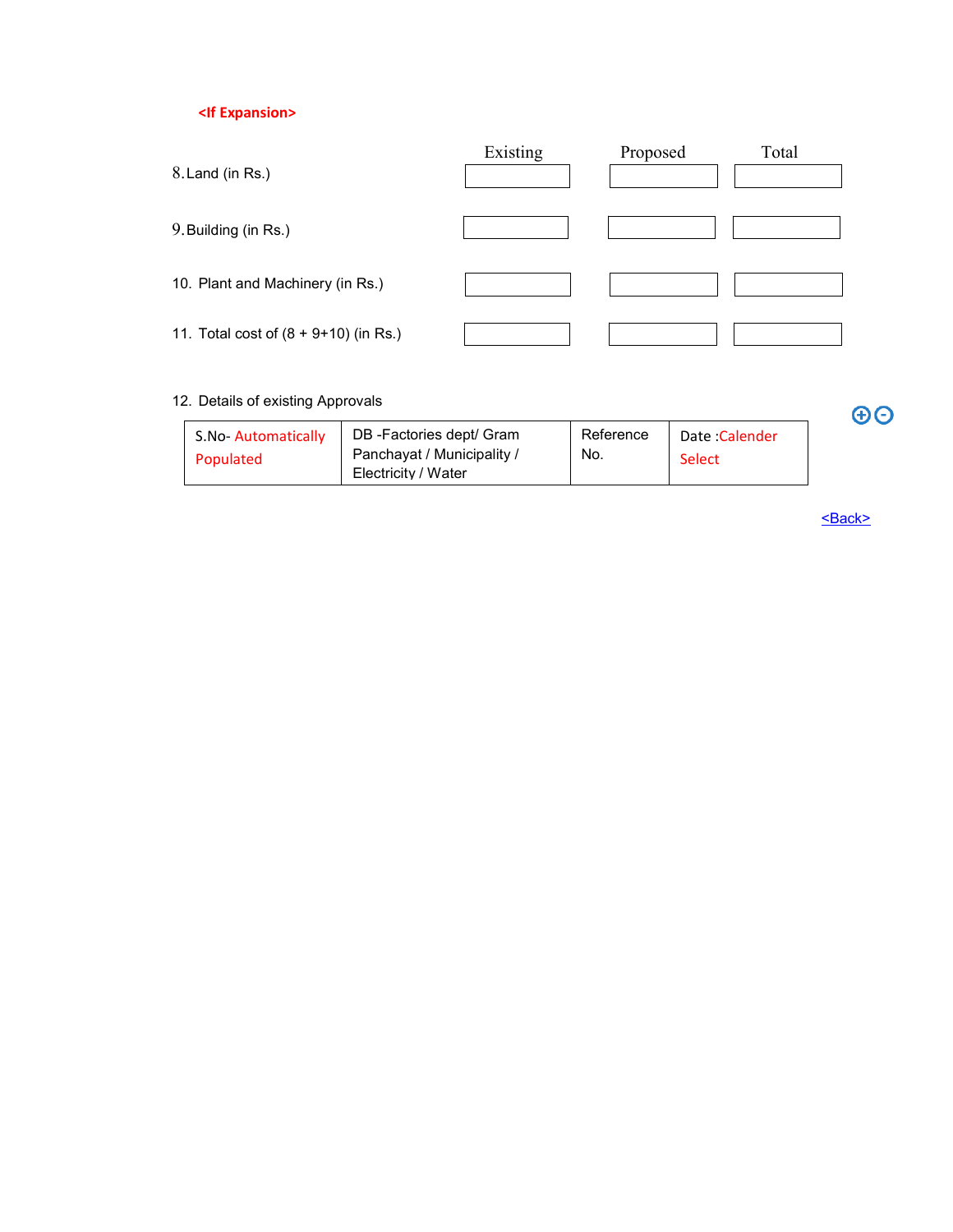**<If Expansion>**

| | Existing | Proposed | Total |
|---|---|---|---|
| 8. Land (in Rs.) | | | |
| 9. Building (in Rs.) | | | |
| 10. Plant and Machinery (in Rs.) | | | |
| 11. Total cost of (8 + 9+10) (in Rs.) | | | |

12. Details of existing Approvals

| S.No- Automatically Populated | DB -Factories dept/ Gram Panchayat / Municipality / Electricity / Water | Reference No. | Date :Calender Select |
|---|---|---|---|

<Back>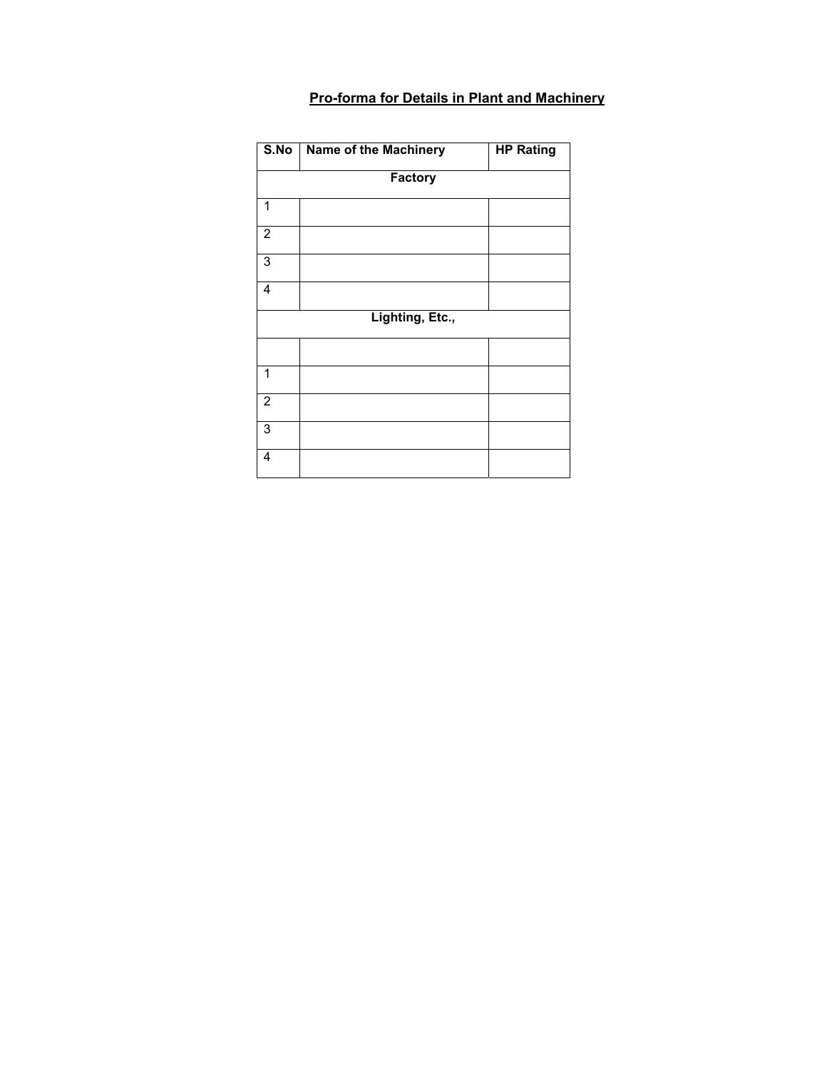**Pro-forma for Details in Plant and Machinery**

| S.No | Name of the Machinery | HP Rating |
|---|---|---|
| | **Factory** | |
| 1 | | |
| 2 | | |
| 3 | | |
| 4 | | |
| | **Lighting, Etc.,** | |
| | | |
| 1 | | |
| 2 | | |
| 3 | | |
| 4 | | |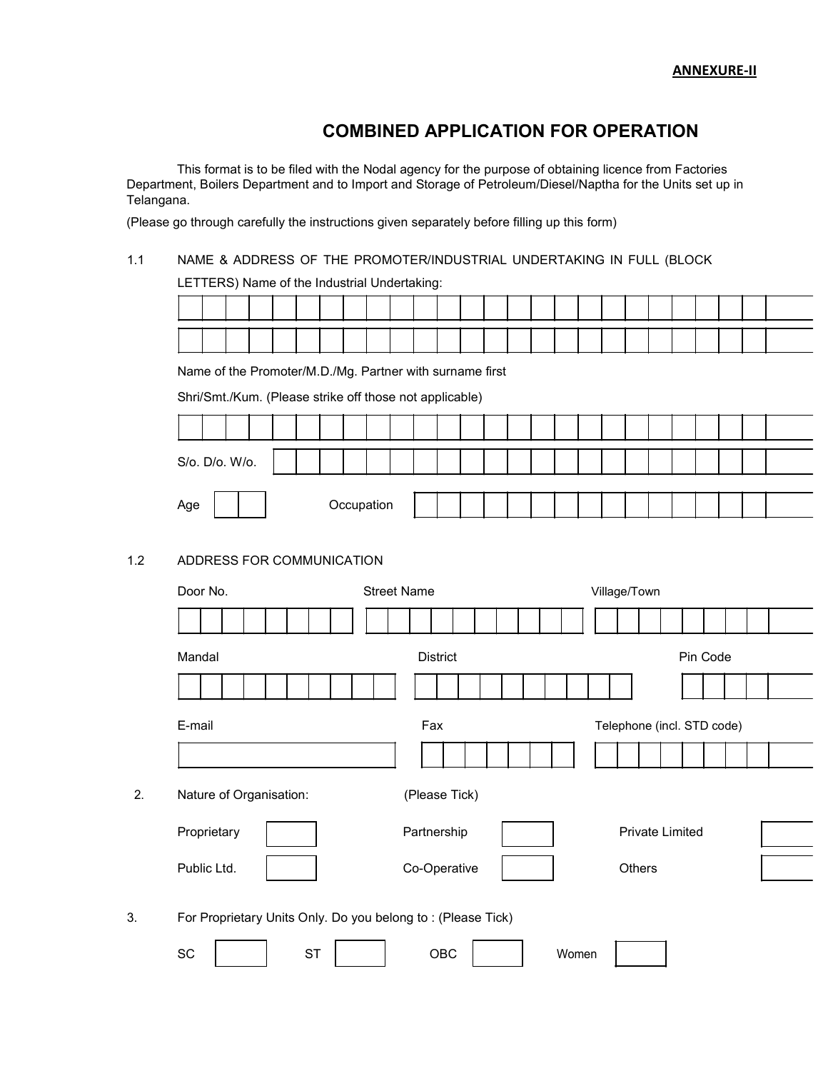**ANNEXURE-II**

# COMBINED APPLICATION FOR OPERATION

This format is to be filed with the Nodal agency for the purpose of obtaining licence from Factories Department, Boilers Department and to Import and Storage of Petroleum/Diesel/Naptha for the Units set up in Telangana.

(Please go through carefully the instructions given separately before filling up this form)

1.1 NAME & ADDRESS OF THE PROMOTER/INDUSTRIAL UNDERTAKING IN FULL (BLOCK LETTERS) Name of the Industrial Undertaking:

Name of the Promoter/M.D./Mg. Partner with surname first

Shri/Smt./Kum. (Please strike off those not applicable)

S/o. D/o. W/o.

Age Occupation

1.2 ADDRESS FOR COMMUNICATION

Door No. Street Name Village/Town

Mandal District Pin Code

E-mail Fax Telephone (incl. STD code)

2. Nature of Organisation: (Please Tick)

| Proprietary | | Partnership | | Private Limited | |
|---|---|---|---|---|---|
| Public Ltd. | | Co-Operative | | Others | |

3. For Proprietary Units Only. Do you belong to : (Please Tick)

| SC | | ST | | OBC | | Women | |
|---|---|---|---|---|---|---|---|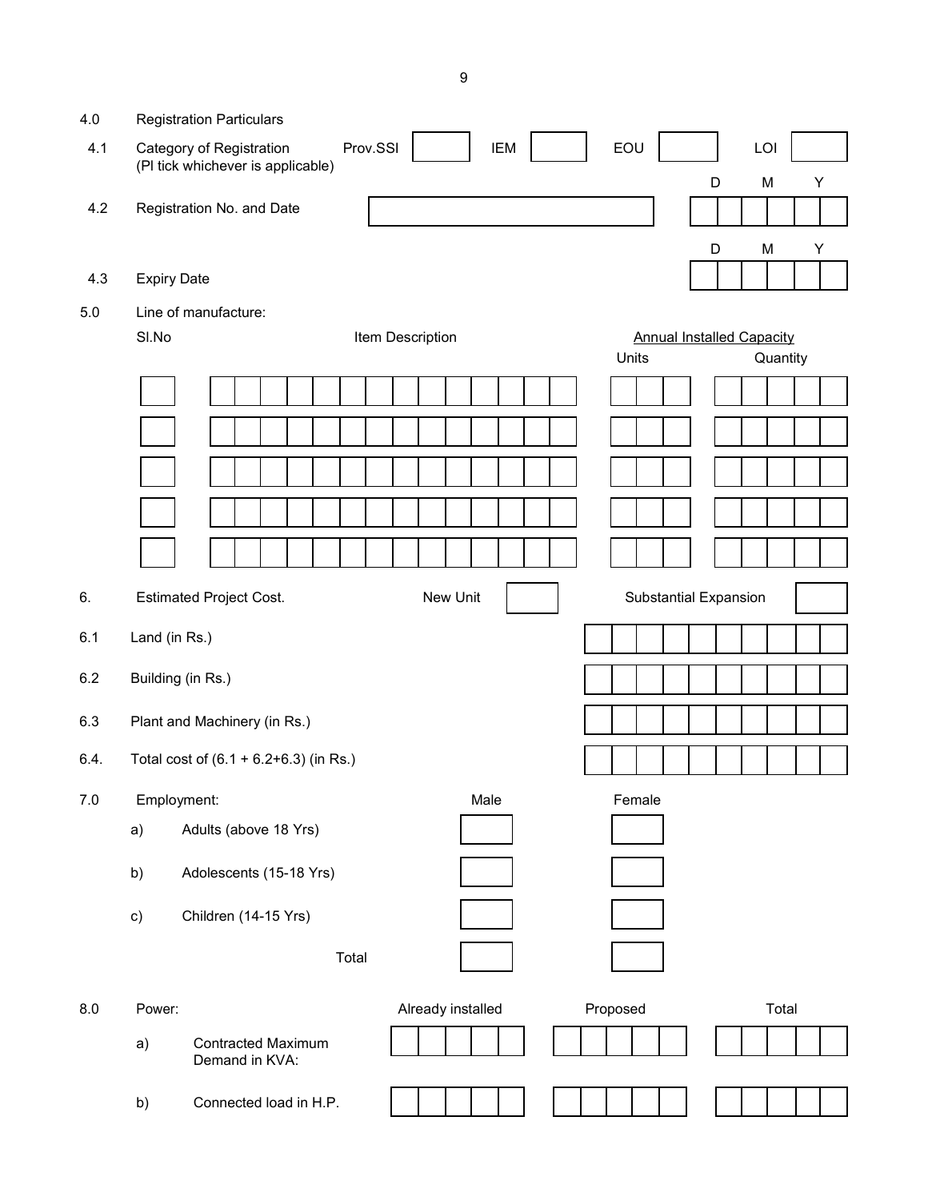4.0 Registration Particulars

4.1 Category of Registration (Pl tick whichever is applicable)

| Prov.SSI | IEM | EOU | LOI |
|---|---|---|---|
| | | | |

4.2 Registration No. and Date

| Registration No. | D | D | M | M | Y | Y |
|---|---|---|---|---|---|---|
| | | | | | | |

4.3 Expiry Date

| D | D | M | M | Y | Y |
|---|---|---|---|---|---|
| | | | | | |

5.0 Line of manufacture:

| Sl.No | Item Description | Annual Installed Capacity | |
|---|---|---|---|
| | | Units | Quantity |
| | | | |
| | | | |
| | | | |
| | | | |
| | | | |

6. Estimated Project Cost.

| New Unit | Substantial Expansion |
|---|---|
| | |

| | | (in Rs.) |
|---|---|---|
| 6.1 | Land (in Rs.) | |
| 6.2 | Building (in Rs.) | |
| 6.3 | Plant and Machinery (in Rs.) | |
| 6.4. | Total cost of (6.1 + 6.2+6.3) (in Rs.) | |

7.0 Employment:

| | | Male | Female |
|---|---|---|---|
| a) | Adults (above 18 Yrs) | | |
| b) | Adolescents (15-18 Yrs) | | |
| c) | Children (14-15 Yrs) | | |
| | Total | | |

8.0 Power:

| | | Already installed | Proposed | Total |
|---|---|---|---|---|
| a) | Contracted Maximum Demand in KVA: | | | |
| b) | Connected load in H.P. | | | |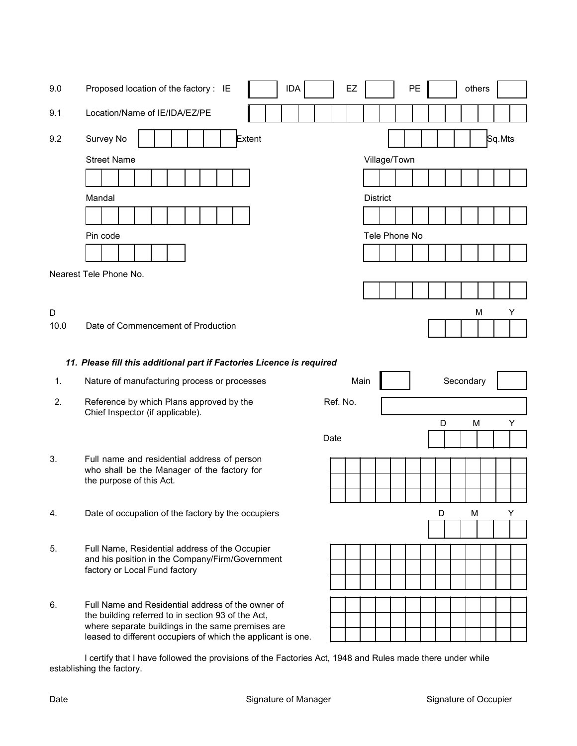9.0 Proposed location of the factory : IE [ ] IDA [ ] EZ [ ] PE [ ] others [ ]

9.1 Location/Name of IE/IDA/EZ/PE

9.2 Survey No Extent Sq.Mts

Street Name

Village/Town

Mandal

District

Pin code

Tele Phone No

Nearest Tele Phone No.

10.0 Date of Commencement of Production D M Y

***11. Please fill this additional part if Factories Licence is required***

1. Nature of manufacturing process or processes Main [ ] Secondary [ ]

2. Reference by which Plans approved by the Chief Inspector (if applicable). Ref. No.

   Date D M Y

3. Full name and residential address of person who shall be the Manager of the factory for the purpose of this Act.

4. Date of occupation of the factory by the occupiers D M Y

5. Full Name, Residential address of the Occupier and his position in the Company/Firm/Government factory or Local Fund factory

6. Full Name and Residential address of the owner of the building referred to in section 93 of the Act, where separate buildings in the same premises are leased to different occupiers of which the applicant is one.

I certify that I have followed the provisions of the Factories Act, 1948 and Rules made there under while establishing the factory.

Date Signature of Manager Signature of Occupier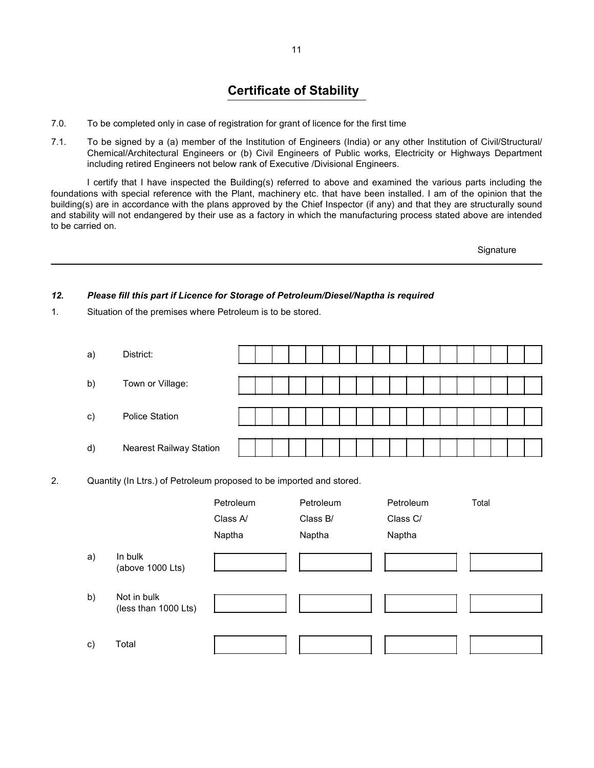## Certificate of Stability

7.0. To be completed only in case of registration for grant of licence for the first time

7.1. To be signed by a (a) member of the Institution of Engineers (India) or any other Institution of Civil/Structural/ Chemical/Architectural Engineers or (b) Civil Engineers of Public works, Electricity or Highways Department including retired Engineers not below rank of Executive /Divisional Engineers.

I certify that I have inspected the Building(s) referred to above and examined the various parts including the foundations with special reference with the Plant, machinery etc. that have been installed. I am of the opinion that the building(s) are in accordance with the plans approved by the Chief Inspector (if any) and that they are structurally sound and stability will not endangered by their use as a factory in which the manufacturing process stated above are intended to be carried on.

Signature

---

***12. Please fill this part if Licence for Storage of Petroleum/Diesel/Naptha is required***

1. Situation of the premises where Petroleum is to be stored.

| | | |
|---|---|---|
| a) | District: | |
| b) | Town or Village: | |
| c) | Police Station | |
| d) | Nearest Railway Station | |

2. Quantity (In Ltrs.) of Petroleum proposed to be imported and stored.

| | | Petroleum Class A/ Naptha | Petroleum Class B/ Naptha | Petroleum Class C/ Naptha | Total |
|---|---|---|---|---|---|
| a) | In bulk (above 1000 Lts) | | | | |
| b) | Not in bulk (less than 1000 Lts) | | | | |
| c) | Total | | | | |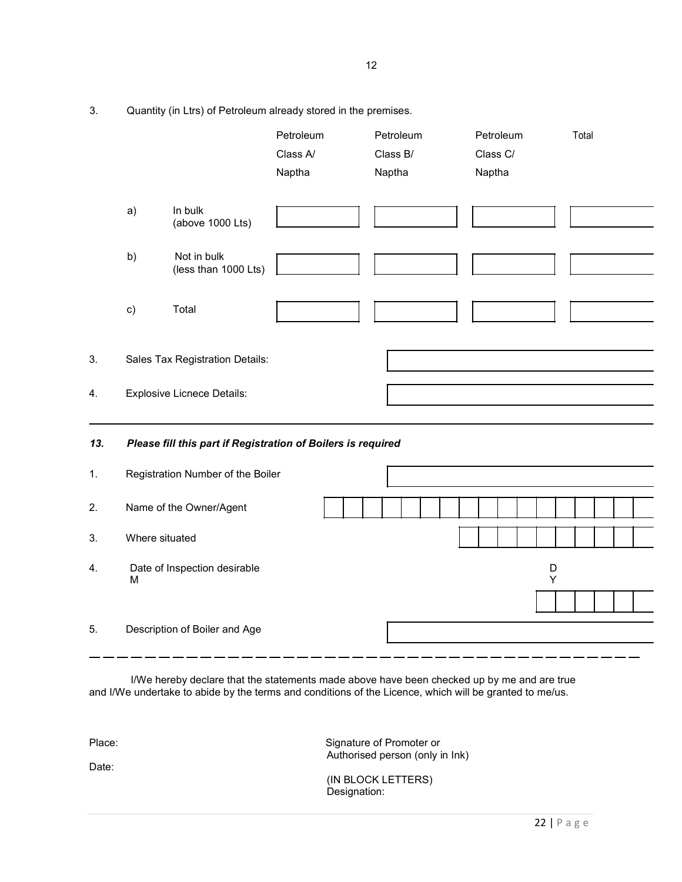3. Quantity (in Ltrs) of Petroleum already stored in the premises.

| | | Petroleum Class A/ Naptha | Petroleum Class B/ Naptha | Petroleum Class C/ Naptha | Total |
|---|---|---|---|---|---|
| a) | In bulk (above 1000 Lts) | | | | |
| b) | Not in bulk (less than 1000 Lts) | | | | |
| c) | Total | | | | |

3. Sales Tax Registration Details:

4. Explosive Licnece Details:

---

***13. Please fill this part if Registration of Boilers is required***

1. Registration Number of the Boiler

2. Name of the Owner/Agent

3. Where situated

4. Date of Inspection desirable D M Y

5. Description of Boiler and Age

---

I/We hereby declare that the statements made above have been checked up by me and are true and I/We undertake to abide by the terms and conditions of the Licence, which will be granted to me/us.

Place:

Date:

Signature of Promoter or Authorised person (only in Ink)

(IN BLOCK LETTERS)
Designation: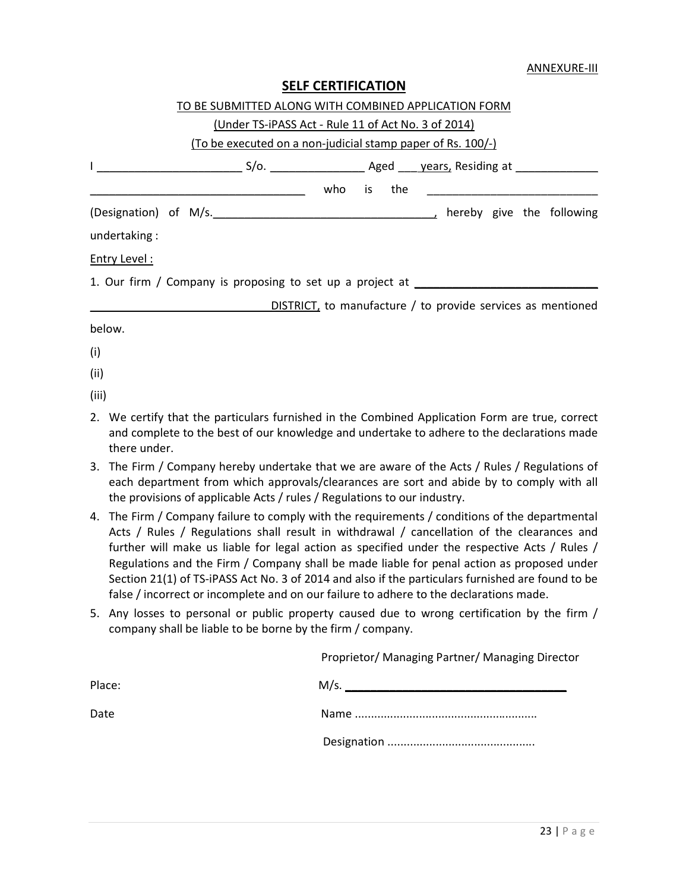ANNEXURE-III

## SELF CERTIFICATION

TO BE SUBMITTED ALONG WITH COMBINED APPLICATION FORM

(Under TS-iPASS Act - Rule 11 of Act No. 3 of 2014)

(To be executed on a non-judicial stamp paper of Rs. 100/-)

I ______________________ S/o. _______________ Aged ___ years, Residing at _____________ __________________________________ who is the ___________________________ (Designation) of M/s.___________________________________, hereby give the following undertaking :

Entry Level :

1. Our firm / Company is proposing to set up a project at ____________________________ ____________________________ DISTRICT, to manufacture / to provide services as mentioned below.

(i)

(ii)

(iii)

2. We certify that the particulars furnished in the Combined Application Form are true, correct and complete to the best of our knowledge and undertake to adhere to the declarations made there under.
3. The Firm / Company hereby undertake that we are aware of the Acts / Rules / Regulations of each department from which approvals/clearances are sort and abide by to comply with all the provisions of applicable Acts / rules / Regulations to our industry.
4. The Firm / Company failure to comply with the requirements / conditions of the departmental Acts / Rules / Regulations shall result in withdrawal / cancellation of the clearances and further will make us liable for legal action as specified under the respective Acts / Rules / Regulations and the Firm / Company shall be made liable for penal action as proposed under Section 21(1) of TS-iPASS Act No. 3 of 2014 and also if the particulars furnished are found to be false / incorrect or incomplete and on our failure to adhere to the declarations made.
5. Any losses to personal or public property caused due to wrong certification by the firm / company shall be liable to be borne by the firm / company.

Proprietor/ Managing Partner/ Managing Director

Place: M/s. ___________________________________

Date Name ........................................................

Designation .............................................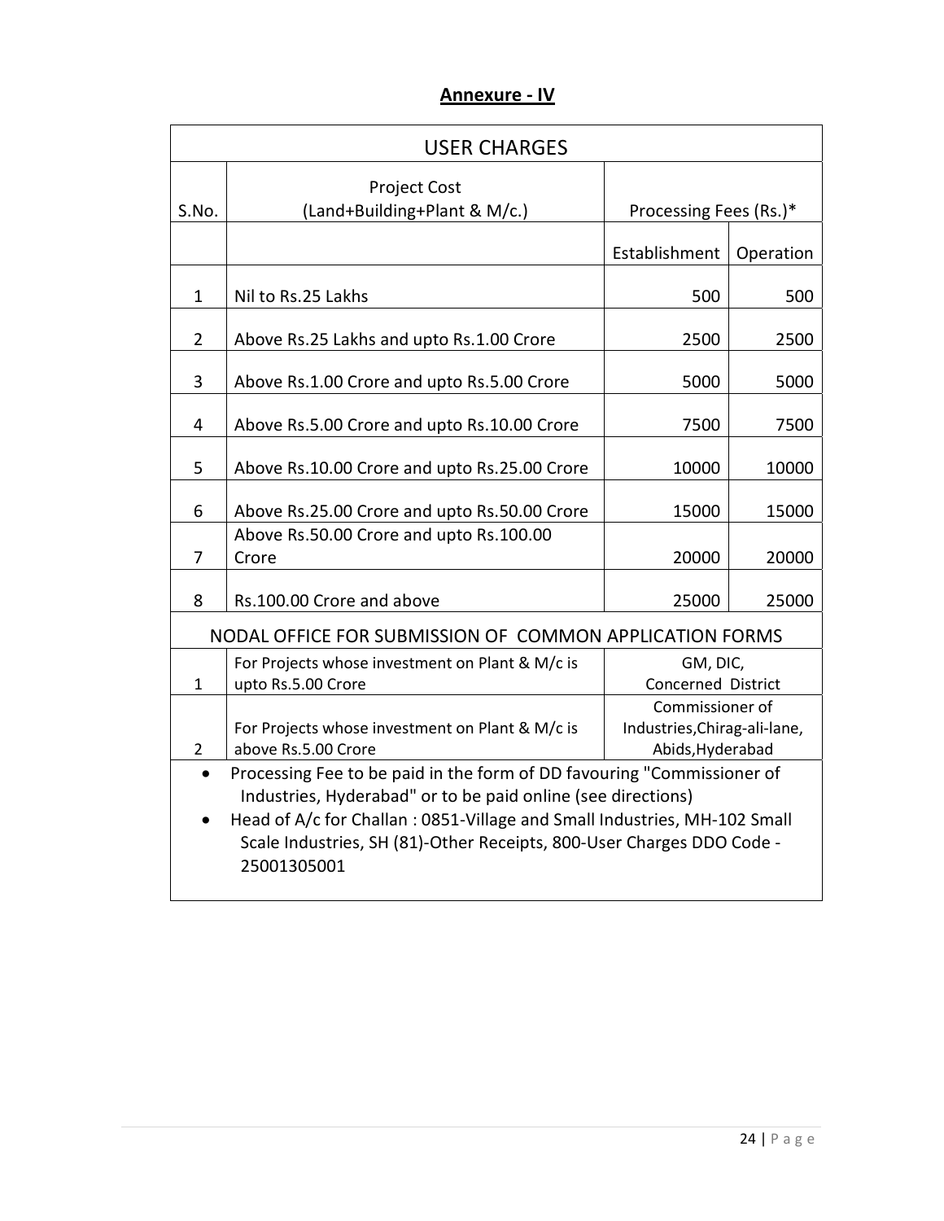## Annexure - IV

| USER CHARGES | | | |
|---|---|---|---|
| S.No. | Project Cost (Land+Building+Plant & M/c.) | Processing Fees (Rs.)* | |
| | | Establishment | Operation |
| 1 | Nil to Rs.25 Lakhs | 500 | 500 |
| 2 | Above Rs.25 Lakhs and upto Rs.1.00 Crore | 2500 | 2500 |
| 3 | Above Rs.1.00 Crore and upto Rs.5.00 Crore | 5000 | 5000 |
| 4 | Above Rs.5.00 Crore and upto Rs.10.00 Crore | 7500 | 7500 |
| 5 | Above Rs.10.00 Crore and upto Rs.25.00 Crore | 10000 | 10000 |
| 6 | Above Rs.25.00 Crore and upto Rs.50.00 Crore | 15000 | 15000 |
| 7 | Above Rs.50.00 Crore and upto Rs.100.00 Crore | 20000 | 20000 |
| 8 | Rs.100.00 Crore and above | 25000 | 25000 |

| NODAL OFFICE FOR SUBMISSION OF COMMON APPLICATION FORMS | | |
|---|---|---|
| 1 | For Projects whose investment on Plant & M/c is upto Rs.5.00 Crore | GM, DIC, Concerned District |
| 2 | For Projects whose investment on Plant & M/c is above Rs.5.00 Crore | Commissioner of Industries,Chirag-ali-lane, Abids,Hyderabad |

- Processing Fee to be paid in the form of DD favouring "Commissioner of Industries, Hyderabad" or to be paid online (see directions)
- Head of A/c for Challan : 0851-Village and Small Industries, MH-102 Small Scale Industries, SH (81)-Other Receipts, 800-User Charges DDO Code - 25001305001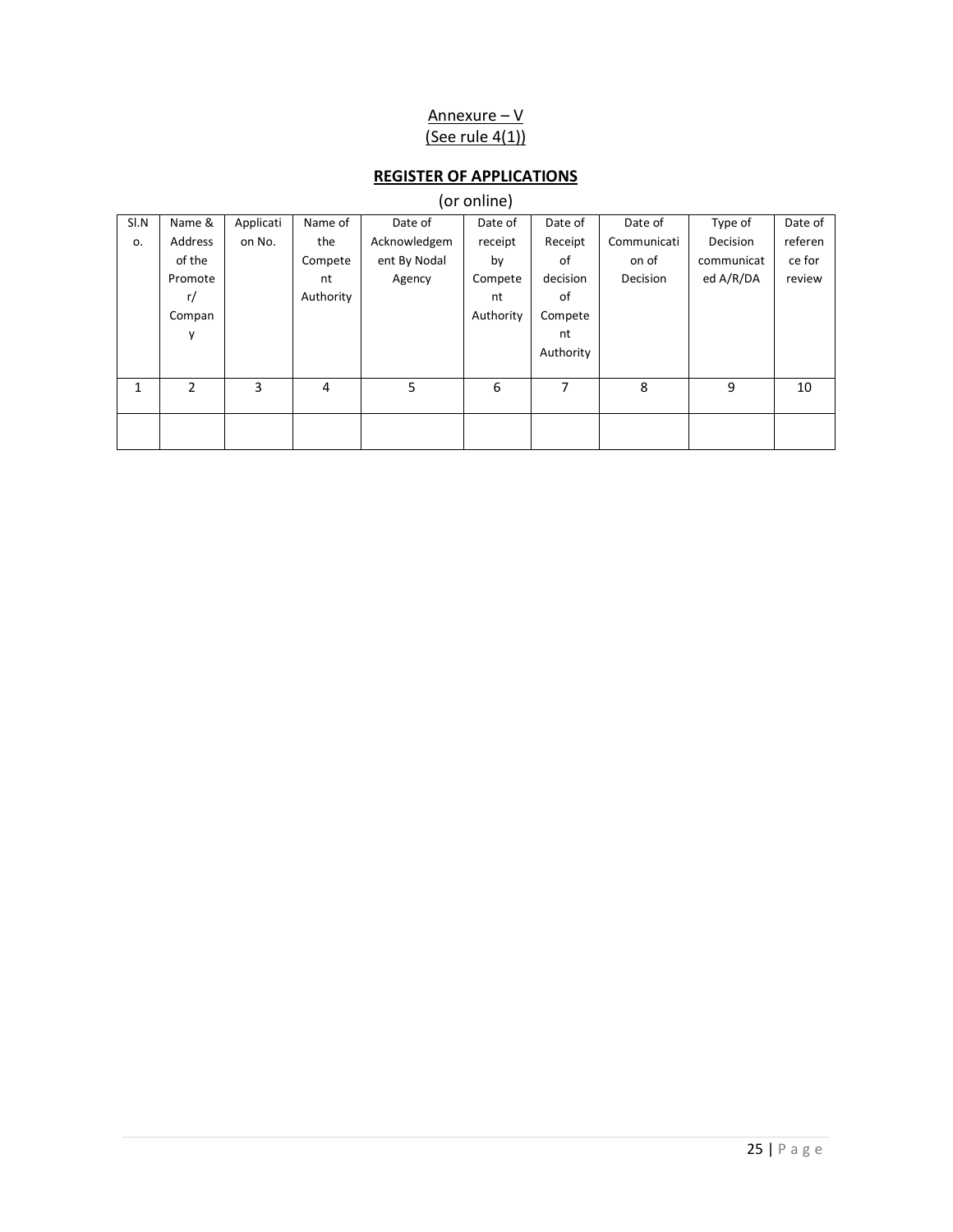Annexure – V

(See rule 4(1))

## REGISTER OF APPLICATIONS

(or online)

| Sl.No. | Name & Address of the Promoter/ Company | Application No. | Name of the Competent Authority | Date of Acknowledgement By Nodal Agency | Date of receipt by Competent Authority | Date of Receipt of decision of Competent Authority | Date of Communication of Decision | Type of Decision communicated A/R/DA | Date of reference for review |
|---|---|---|---|---|---|---|---|---|---|
| 1 | 2 | 3 | 4 | 5 | 6 | 7 | 8 | 9 | 10 |
| | | | | | | | | | |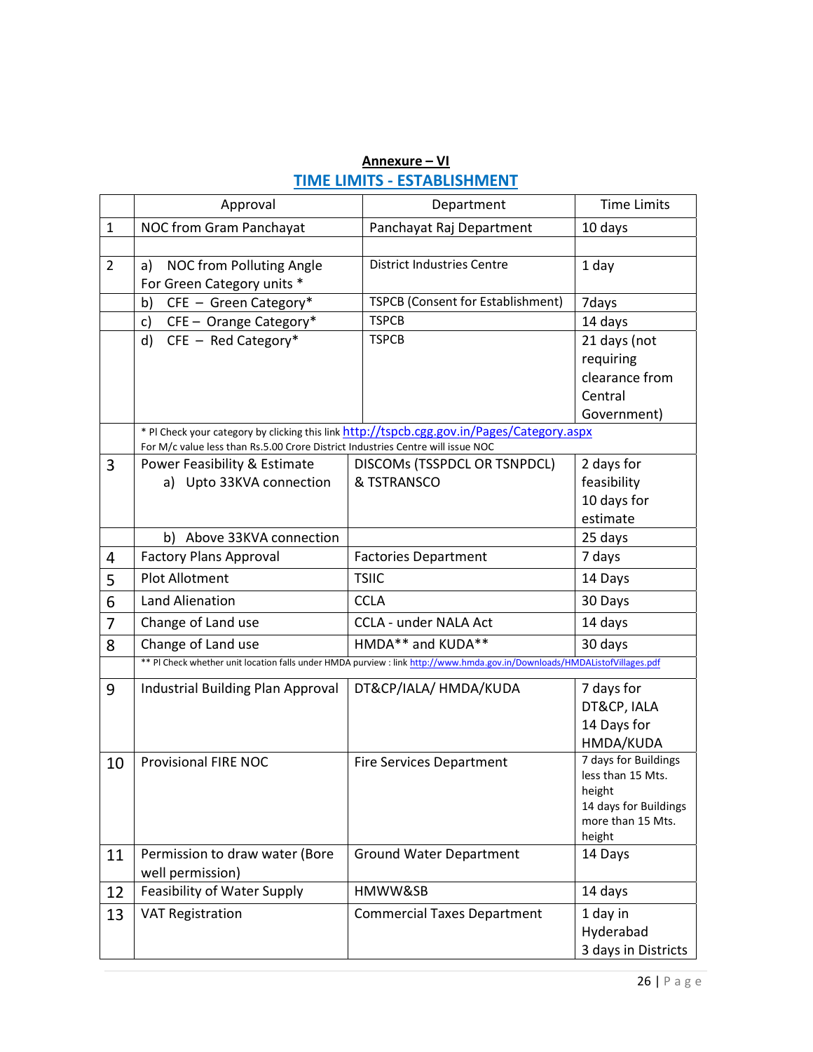**Annexure – VI**

## TIME LIMITS - ESTABLISHMENT

| | Approval | Department | Time Limits |
|---|---|---|---|
| 1 | NOC from Gram Panchayat | Panchayat Raj Department | 10 days |
| | | | |
| 2 | a) NOC from Polluting Angle For Green Category units * | District Industries Centre | 1 day |
| | b) CFE – Green Category* | TSPCB (Consent for Establishment) | 7days |
| | c) CFE – Orange Category* | TSPCB | 14 days |
| | d) CFE – Red Category* | TSPCB | 21 days (not requiring clearance from Central Government) |
| | * Pl Check your category by clicking this link http://tspcb.cgg.gov.in/Pages/Category.aspx For M/c value less than Rs.5.00 Crore District Industries Centre will issue NOC | | |
| 3 | Power Feasibility & Estimate a) Upto 33KVA connection | DISCOMs (TSSPDCL OR TSNPDCL) & TSTRANSCO | 2 days for feasibility 10 days for estimate |
| | b) Above 33KVA connection | | 25 days |
| 4 | Factory Plans Approval | Factories Department | 7 days |
| 5 | Plot Allotment | TSIIC | 14 Days |
| 6 | Land Alienation | CCLA | 30 Days |
| 7 | Change of Land use | CCLA - under NALA Act | 14 days |
| 8 | Change of Land use | HMDA** and KUDA** | 30 days |
| | ** Pl Check whether unit location falls under HMDA purview : link http://www.hmda.gov.in/Downloads/HMDAListofVillages.pdf | | |
| 9 | Industrial Building Plan Approval | DT&CP/IALA/ HMDA/KUDA | 7 days for DT&CP, IALA 14 Days for HMDA/KUDA |
| 10 | Provisional FIRE NOC | Fire Services Department | 7 days for Buildings less than 15 Mts. height 14 days for Buildings more than 15 Mts. height |
| 11 | Permission to draw water (Bore well permission) | Ground Water Department | 14 Days |
| 12 | Feasibility of Water Supply | HMWW&SB | 14 days |
| 13 | VAT Registration | Commercial Taxes Department | 1 day in Hyderabad 3 days in Districts |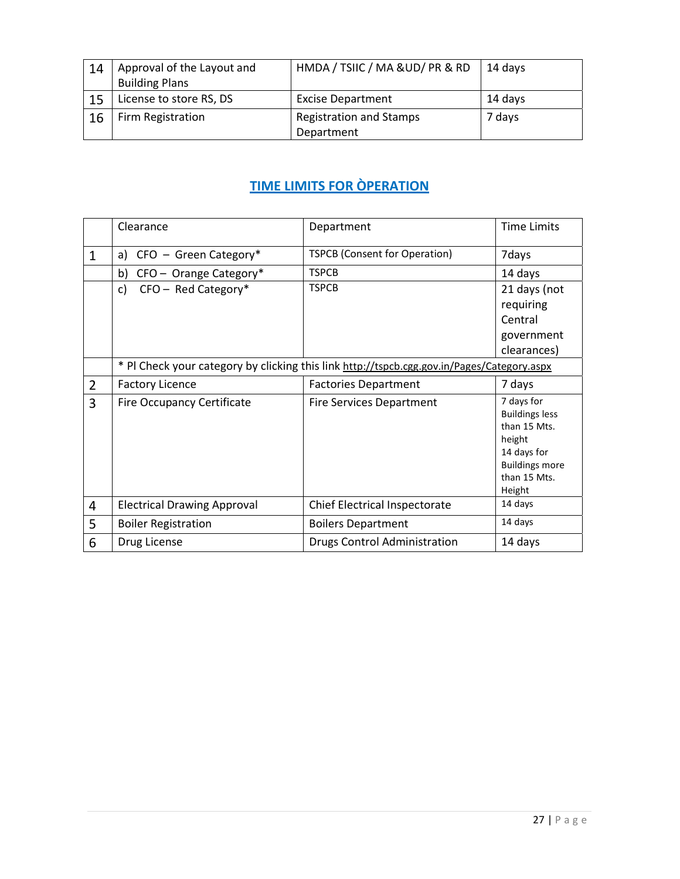| 14 | Approval of the Layout and Building Plans | HMDA / TSIIC / MA &UD/ PR & RD | 14 days |
|---|---|---|---|
| 15 | License to store RS, DS | Excise Department | 14 days |
| 16 | Firm Registration | Registration and Stamps Department | 7 days |

## TIME LIMITS FOR ÒPERATION

| | Clearance | Department | Time Limits |
|---|---|---|---|
| 1 | a) CFO – Green Category* | TSPCB (Consent for Operation) | 7days |
| | b) CFO – Orange Category* | TSPCB | 14 days |
| | c) CFO – Red Category* | TSPCB | 21 days (not requiring Central government clearances) |
| | * Pl Check your category by clicking this link http://tspcb.cgg.gov.in/Pages/Category.aspx | | |
| 2 | Factory Licence | Factories Department | 7 days |
| 3 | Fire Occupancy Certificate | Fire Services Department | 7 days for Buildings less than 15 Mts. height 14 days for Buildings more than 15 Mts. Height |
| 4 | Electrical Drawing Approval | Chief Electrical Inspectorate | 14 days |
| 5 | Boiler Registration | Boilers Department | 14 days |
| 6 | Drug License | Drugs Control Administration | 14 days |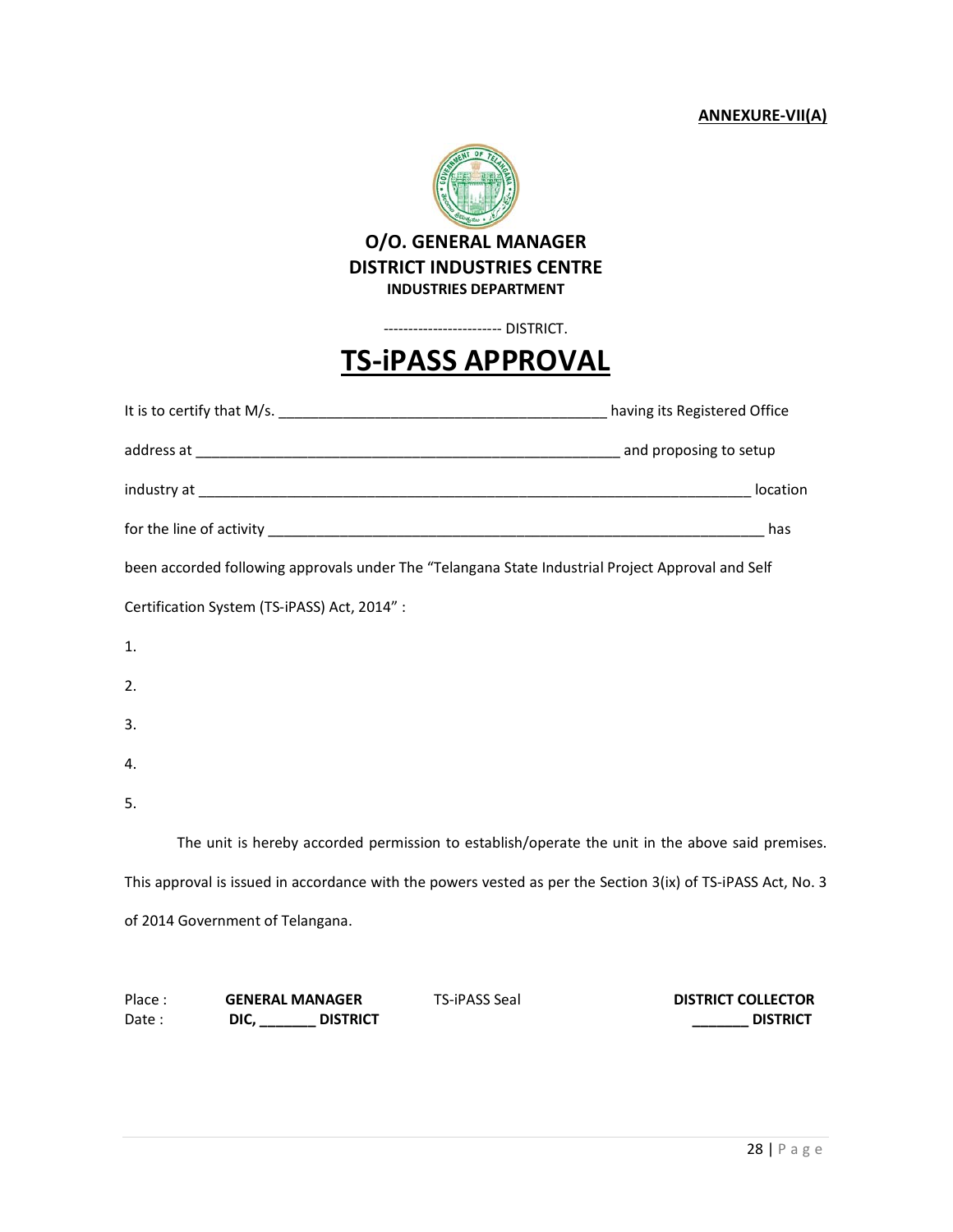**ANNEXURE-VII(A)**

**O/O. GENERAL MANAGER**
**DISTRICT INDUSTRIES CENTRE**
**INDUSTRIES DEPARTMENT**

----------------------- DISTRICT.

# TS-iPASS APPROVAL

It is to certify that M/s. ________________________________________ having its Registered Office

address at ____________________________________________________ and proposing to setup

industry at ______________________________________________________________________ location

for the line of activity _______________________________________________________________ has

been accorded following approvals under The "Telangana State Industrial Project Approval and Self Certification System (TS-iPASS) Act, 2014" :

1.

2.

3.

4.

5.

The unit is hereby accorded permission to establish/operate the unit in the above said premises. This approval is issued in accordance with the powers vested as per the Section 3(ix) of TS-iPASS Act, No. 3 of 2014 Government of Telangana.

Place :
Date :

**GENERAL MANAGER**
**DIC, _______ DISTRICT**

TS-iPASS Seal

**DISTRICT COLLECTOR**
**_______ DISTRICT**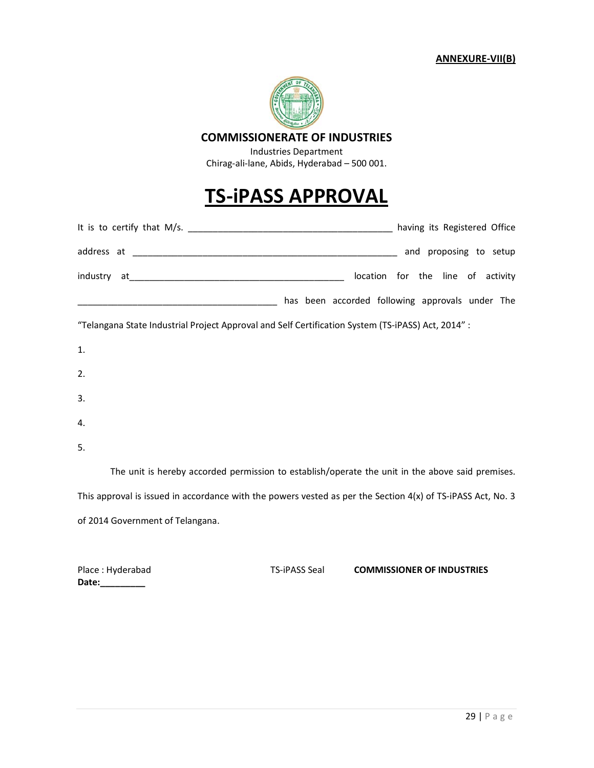**ANNEXURE-VII(B)**

**COMMISSIONERATE OF INDUSTRIES**

Industries Department

Chirag-ali-lane, Abids, Hyderabad – 500 001.

# TS-iPASS APPROVAL

It is to certify that M/s. ________________________________________ having its Registered Office address at ______________________________________________________ and proposing to setup industry at___________________________________________ location for the line of activity ________________________________________ has been accorded following approvals under The "Telangana State Industrial Project Approval and Self Certification System (TS-iPASS) Act, 2014" :

1.

2.

3.

4.

5.

The unit is hereby accorded permission to establish/operate the unit in the above said premises. This approval is issued in accordance with the powers vested as per the Section 4(x) of TS-iPASS Act, No. 3 of 2014 Government of Telangana.

Place : Hyderabad

**Date:_________**

TS-iPASS Seal

**COMMISSIONER OF INDUSTRIES**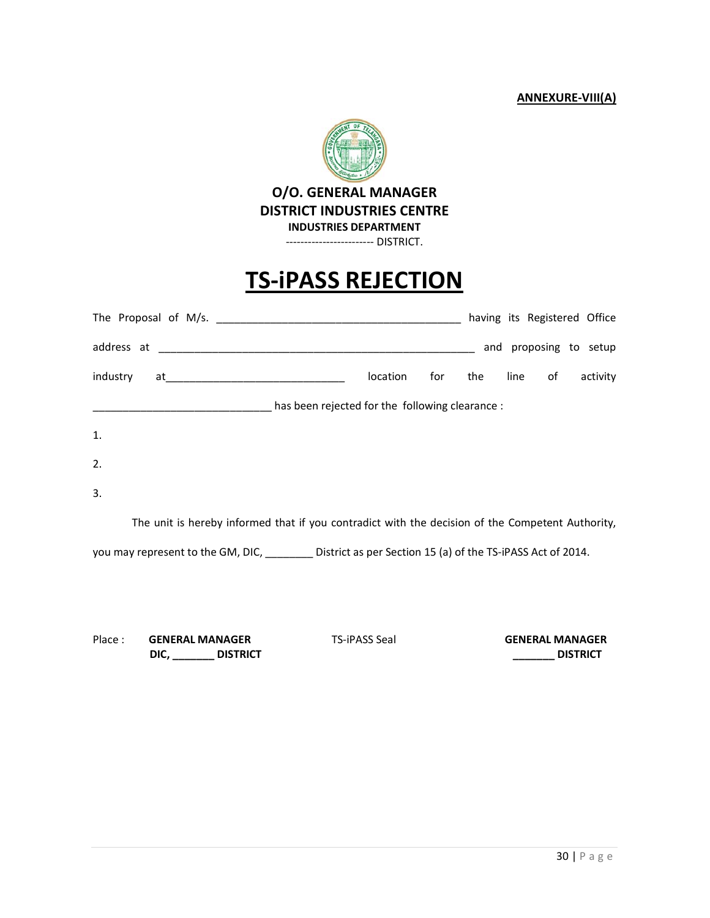**ANNEXURE-VIII(A)**

**O/O. GENERAL MANAGER**
**DISTRICT INDUSTRIES CENTRE**
**INDUSTRIES DEPARTMENT**
------------------------ DISTRICT.

# TS-iPASS REJECTION

The Proposal of M/s. ________________________________________ having its Registered Office address at ______________________________________________________ and proposing to setup industry at______________________________ location for the line of activity ______________________________ has been rejected for the following clearance :

1.

2.

3.

The unit is hereby informed that if you contradict with the decision of the Competent Authority, you may represent to the GM, DIC, ________ District as per Section 15 (a) of the TS-iPASS Act of 2014.

Place : **GENERAL MANAGER**
**DIC, _______ DISTRICT**

TS-iPASS Seal

**GENERAL MANAGER**
**_______ DISTRICT**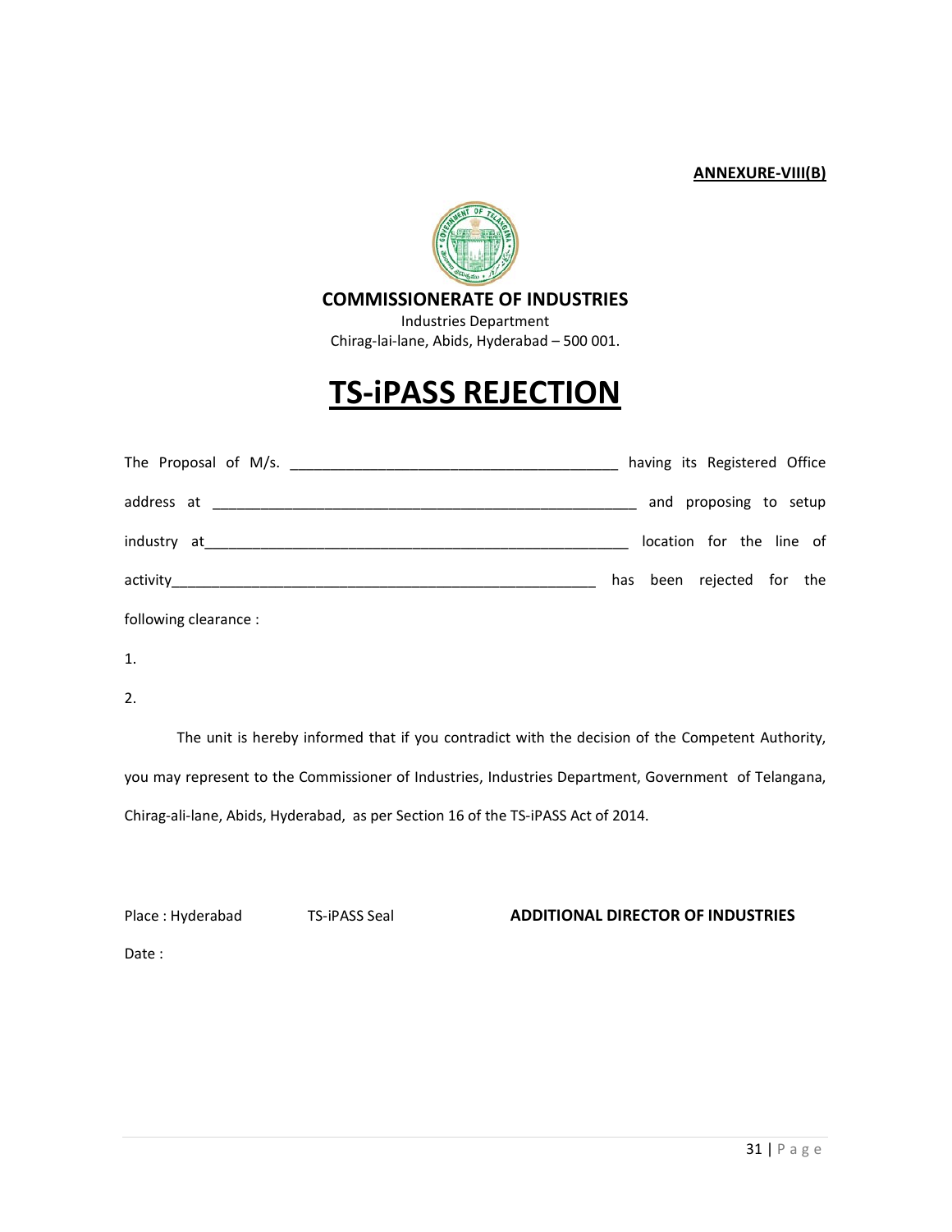**ANNEXURE-VIII(B)**

**COMMISSIONERATE OF INDUSTRIES**

Industries Department

Chirag-lai-lane, Abids, Hyderabad – 500 001.

# TS-iPASS REJECTION

The Proposal of M/s. ________________________________________ having its Registered Office address at ______________________________________________________ and proposing to setup industry at______________________________________________________ location for the line of activity______________________________________________________ has been rejected for the following clearance :

1.

2.

The unit is hereby informed that if you contradict with the decision of the Competent Authority, you may represent to the Commissioner of Industries, Industries Department, Government of Telangana, Chirag-ali-lane, Abids, Hyderabad, as per Section 16 of the TS-iPASS Act of 2014.

Place : Hyderabad TS-iPASS Seal **ADDITIONAL DIRECTOR OF INDUSTRIES**

Date :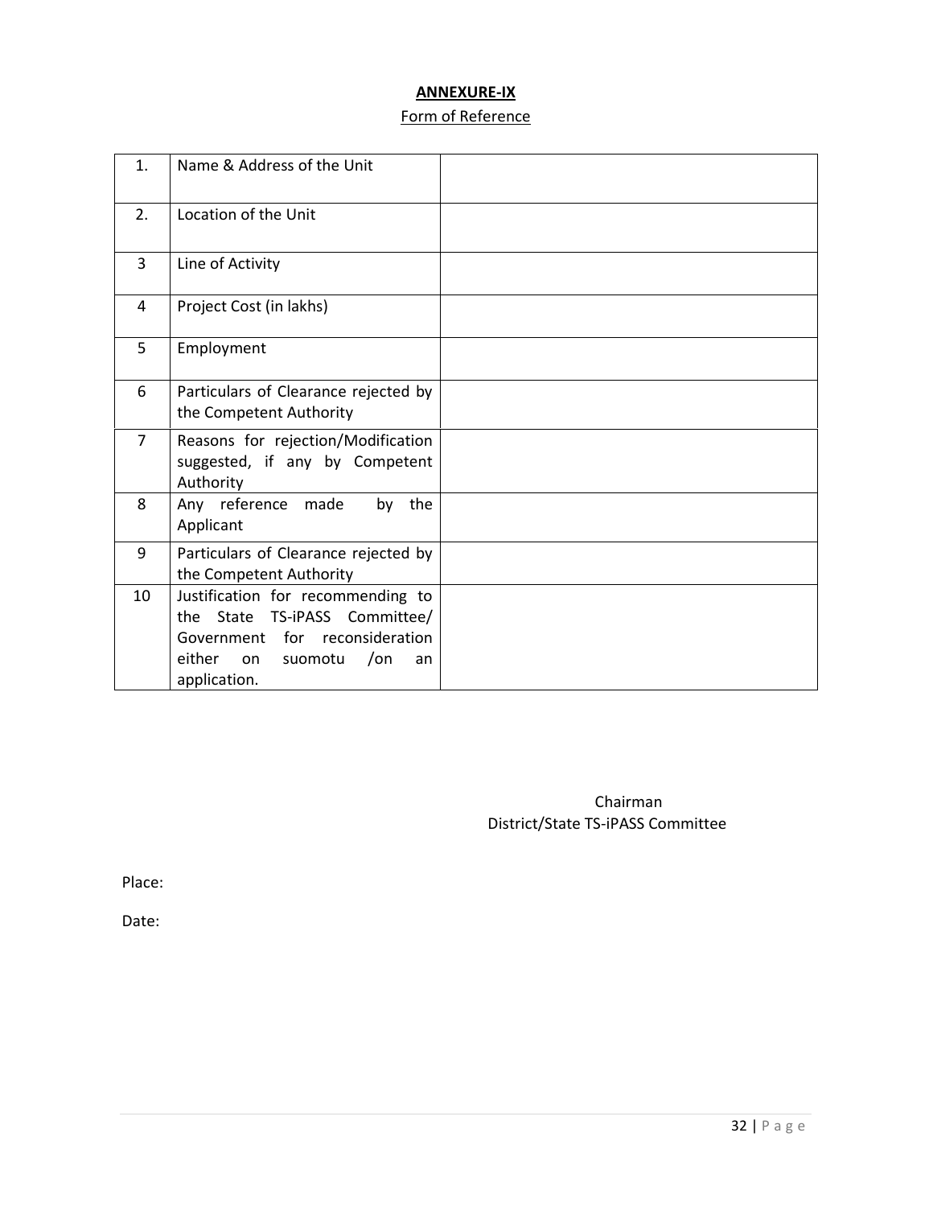## ANNEXURE-IX

Form of Reference

| | | |
|---|---|---|
| 1. | Name & Address of the Unit | |
| 2. | Location of the Unit | |
| 3 | Line of Activity | |
| 4 | Project Cost (in lakhs) | |
| 5 | Employment | |
| 6 | Particulars of Clearance rejected by the Competent Authority | |
| 7 | Reasons for rejection/Modification suggested, if any by Competent Authority | |
| 8 | Any reference made by the Applicant | |
| 9 | Particulars of Clearance rejected by the Competent Authority | |
| 10 | Justification for recommending to the State TS-iPASS Committee/ Government for reconsideration either on suomotu /on an application. | |

Chairman
District/State TS-iPASS Committee

Place:

Date: